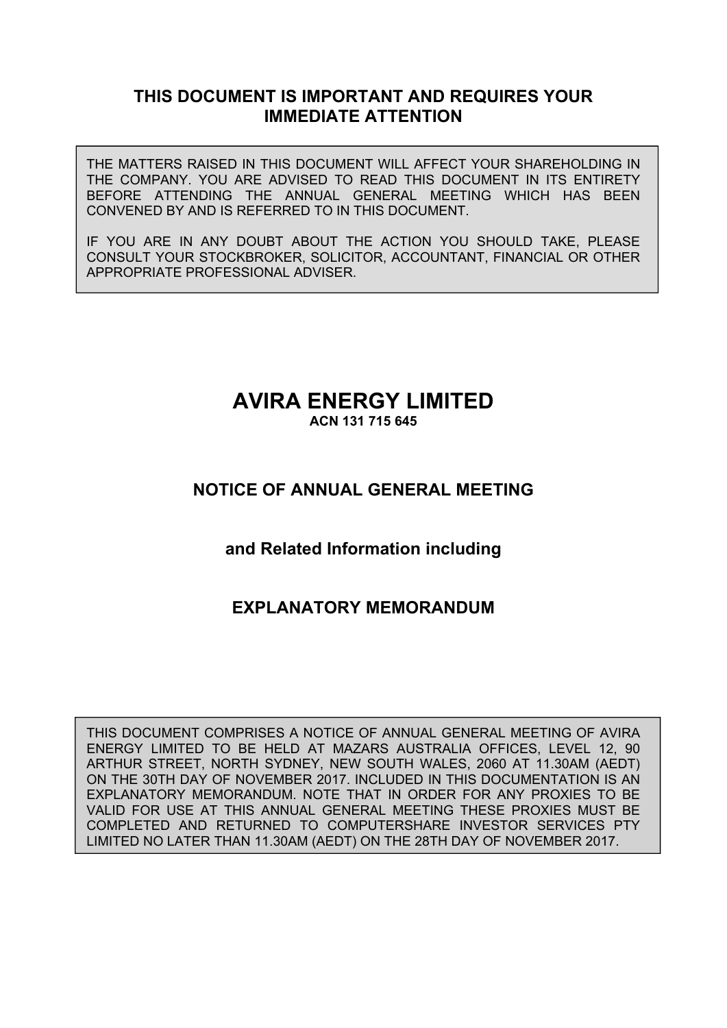**THIS DOCUMENT IS IMPORTANT AND REQUIRES YOUR IMMEDIATE ATTENTION**

THE MATTERS RAISED IN THIS DOCUMENT WILL AFFECT YOUR SHAREHOLDING IN THE COMPANY. YOU ARE ADVISED TO READ THIS DOCUMENT IN ITS ENTIRETY BEFORE ATTENDING THE ANNUAL GENERAL MEETING WHICH HAS BEEN CONVENED BY AND IS REFERRED TO IN THIS DOCUMENT.

IF YOU ARE IN ANY DOUBT ABOUT THE ACTION YOU SHOULD TAKE, PLEASE CONSULT YOUR STOCKBROKER, SOLICITOR, ACCOUNTANT, FINANCIAL OR OTHER APPROPRIATE PROFESSIONAL ADVISER.

# AVIRA ENERGY LIMITED

**ACN 131 715 645**

## NOTICE OF ANNUAL GENERAL MEETING

**and Related Information including**

## EXPLANATORY MEMORANDUM

THIS DOCUMENT COMPRISES A NOTICE OF ANNUAL GENERAL MEETING OF AVIRA ENERGY LIMITED TO BE HELD AT MAZARS AUSTRALIA OFFICES, LEVEL 12, 90 ARTHUR STREET, NORTH SYDNEY, NEW SOUTH WALES, 2060 AT 11.30AM (AEDT) ON THE 30TH DAY OF NOVEMBER 2017. INCLUDED IN THIS DOCUMENTATION IS AN EXPLANATORY MEMORANDUM. NOTE THAT IN ORDER FOR ANY PROXIES TO BE VALID FOR USE AT THIS ANNUAL GENERAL MEETING THESE PROXIES MUST BE COMPLETED AND RETURNED TO COMPUTERSHARE INVESTOR SERVICES PTY LIMITED NO LATER THAN 11.30AM (AEDT) ON THE 28TH DAY OF NOVEMBER 2017.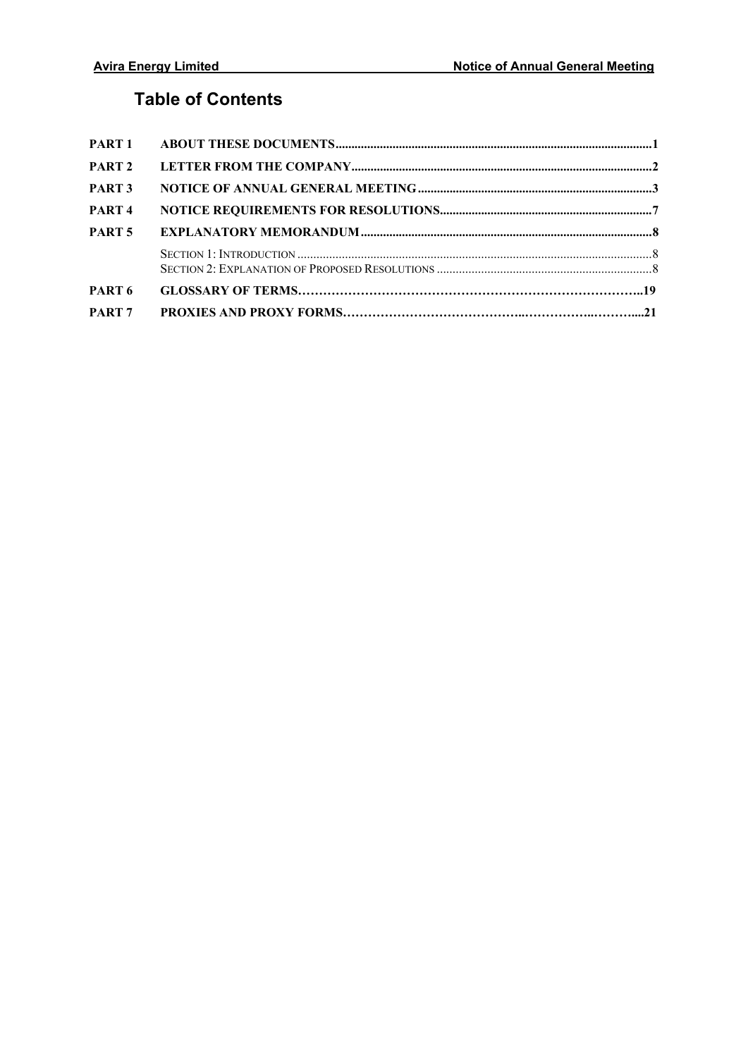## Table of Contents

| | | |
|---|---|---|
| PART 1 | ABOUT THESE DOCUMENTS | 1 |
| PART 2 | LETTER FROM THE COMPANY | 2 |
| PART 3 | NOTICE OF ANNUAL GENERAL MEETING | 3 |
| PART 4 | NOTICE REQUIREMENTS FOR RESOLUTIONS | 7 |
| PART 5 | EXPLANATORY MEMORANDUM | 8 |
| | SECTION 1: INTRODUCTION | 8 |
| | SECTION 2: EXPLANATION OF PROPOSED RESOLUTIONS | 8 |
| PART 6 | GLOSSARY OF TERMS | 19 |
| PART 7 | PROXIES AND PROXY FORMS | 21 |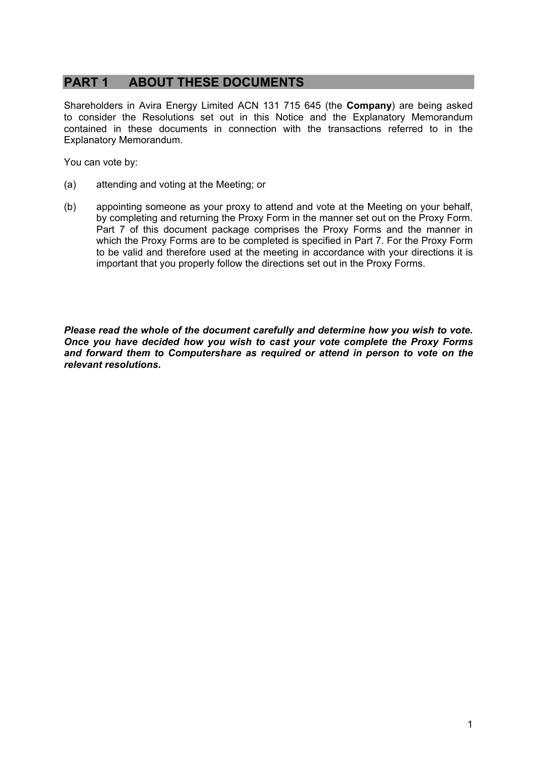## PART 1 ABOUT THESE DOCUMENTS

Shareholders in Avira Energy Limited ACN 131 715 645 (the **Company**) are being asked to consider the Resolutions set out in this Notice and the Explanatory Memorandum contained in these documents in connection with the transactions referred to in the Explanatory Memorandum.

You can vote by:

(a) attending and voting at the Meeting; or

(b) appointing someone as your proxy to attend and vote at the Meeting on your behalf, by completing and returning the Proxy Form in the manner set out on the Proxy Form. Part 7 of this document package comprises the Proxy Forms and the manner in which the Proxy Forms are to be completed is specified in Part 7. For the Proxy Form to be valid and therefore used at the meeting in accordance with your directions it is important that you properly follow the directions set out in the Proxy Forms.

***Please read the whole of the document carefully and determine how you wish to vote. Once you have decided how you wish to cast your vote complete the Proxy Forms and forward them to Computershare as required or attend in person to vote on the relevant resolutions.***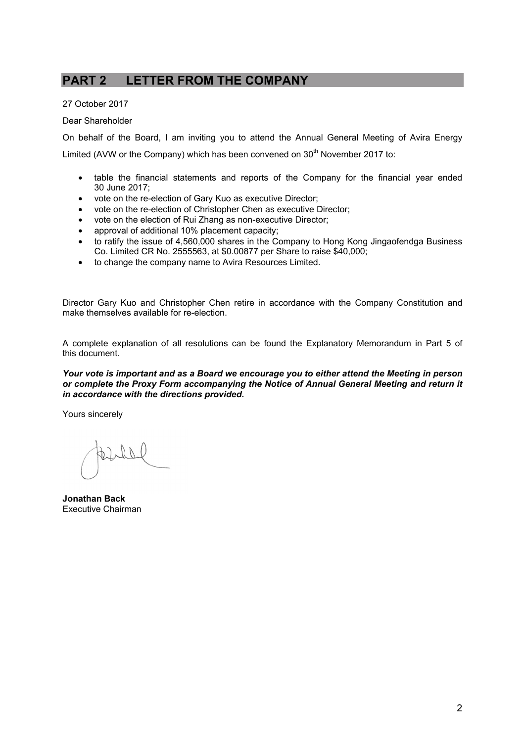## PART 2 LETTER FROM THE COMPANY

27 October 2017

Dear Shareholder

On behalf of the Board, I am inviting you to attend the Annual General Meeting of Avira Energy Limited (AVW or the Company) which has been convened on 30th November 2017 to:

- table the financial statements and reports of the Company for the financial year ended 30 June 2017;
- vote on the re-election of Gary Kuo as executive Director;
- vote on the re-election of Christopher Chen as executive Director;
- vote on the election of Rui Zhang as non-executive Director;
- approval of additional 10% placement capacity;
- to ratify the issue of 4,560,000 shares in the Company to Hong Kong Jingaofendga Business Co. Limited CR No. 2555563, at $0.00877 per Share to raise $40,000;
- to change the company name to Avira Resources Limited.

Director Gary Kuo and Christopher Chen retire in accordance with the Company Constitution and make themselves available for re-election.

A complete explanation of all resolutions can be found the Explanatory Memorandum in Part 5 of this document.

***Your vote is important and as a Board we encourage you to either attend the Meeting in person or complete the Proxy Form accompanying the Notice of Annual General Meeting and return it in accordance with the directions provided.***

Yours sincerely

**Jonathan Back**
Executive Chairman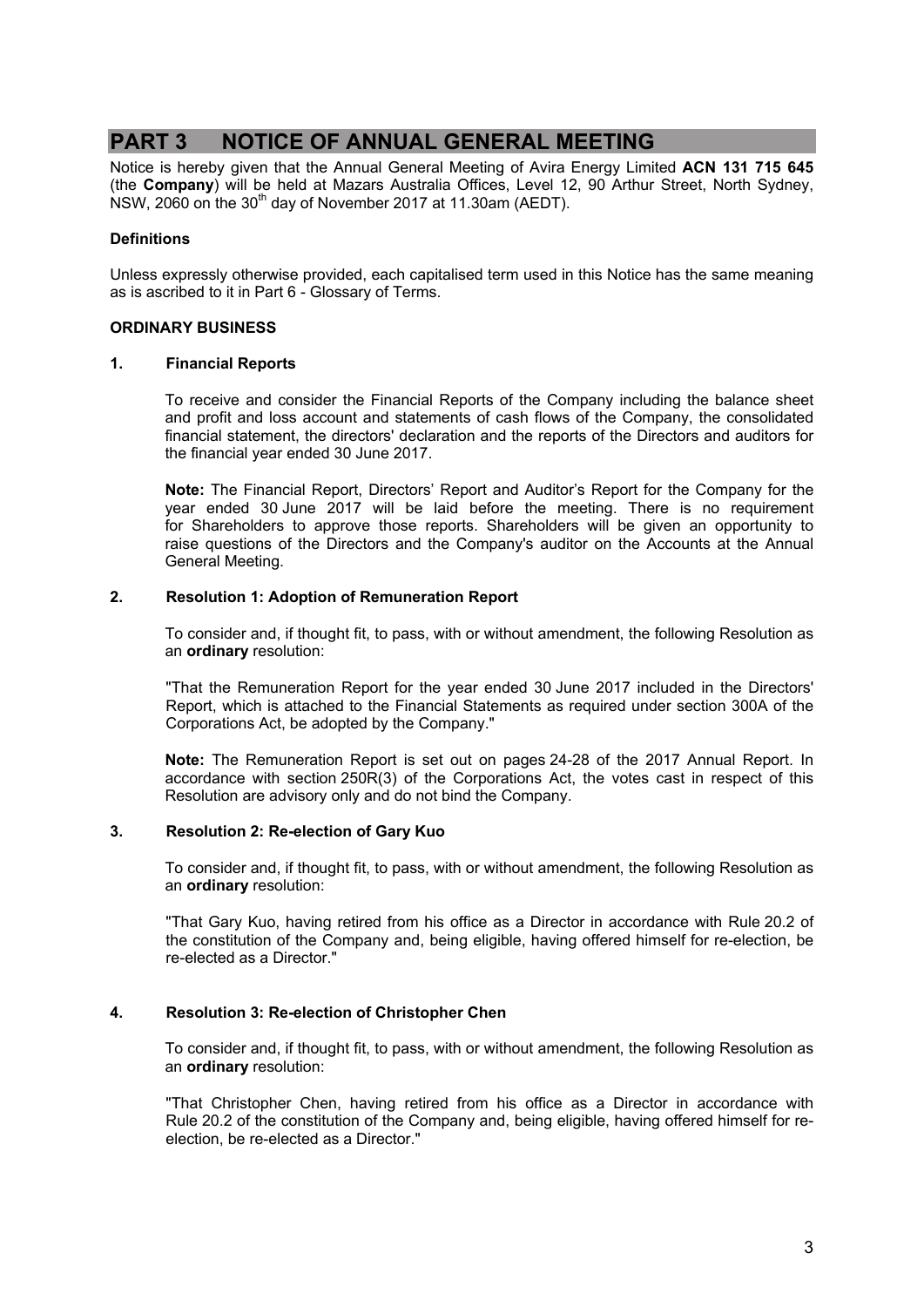# PART 3 NOTICE OF ANNUAL GENERAL MEETING

Notice is hereby given that the Annual General Meeting of Avira Energy Limited **ACN 131 715 645** (the **Company**) will be held at Mazars Australia Offices, Level 12, 90 Arthur Street, North Sydney, NSW, 2060 on the 30th day of November 2017 at 11.30am (AEDT).

**Definitions**

Unless expressly otherwise provided, each capitalised term used in this Notice has the same meaning as is ascribed to it in Part 6 - Glossary of Terms.

**ORDINARY BUSINESS**

**1. Financial Reports**

To receive and consider the Financial Reports of the Company including the balance sheet and profit and loss account and statements of cash flows of the Company, the consolidated financial statement, the directors' declaration and the reports of the Directors and auditors for the financial year ended 30 June 2017.

**Note:** The Financial Report, Directors' Report and Auditor's Report for the Company for the year ended 30 June 2017 will be laid before the meeting. There is no requirement for Shareholders to approve those reports. Shareholders will be given an opportunity to raise questions of the Directors and the Company's auditor on the Accounts at the Annual General Meeting.

**2. Resolution 1: Adoption of Remuneration Report**

To consider and, if thought fit, to pass, with or without amendment, the following Resolution as an **ordinary** resolution:

"That the Remuneration Report for the year ended 30 June 2017 included in the Directors' Report, which is attached to the Financial Statements as required under section 300A of the Corporations Act, be adopted by the Company."

**Note:** The Remuneration Report is set out on pages 24-28 of the 2017 Annual Report. In accordance with section 250R(3) of the Corporations Act, the votes cast in respect of this Resolution are advisory only and do not bind the Company.

**3. Resolution 2: Re-election of Gary Kuo**

To consider and, if thought fit, to pass, with or without amendment, the following Resolution as an **ordinary** resolution:

"That Gary Kuo, having retired from his office as a Director in accordance with Rule 20.2 of the constitution of the Company and, being eligible, having offered himself for re-election, be re-elected as a Director."

**4. Resolution 3: Re-election of Christopher Chen**

To consider and, if thought fit, to pass, with or without amendment, the following Resolution as an **ordinary** resolution:

"That Christopher Chen, having retired from his office as a Director in accordance with Rule 20.2 of the constitution of the Company and, being eligible, having offered himself for re-election, be re-elected as a Director."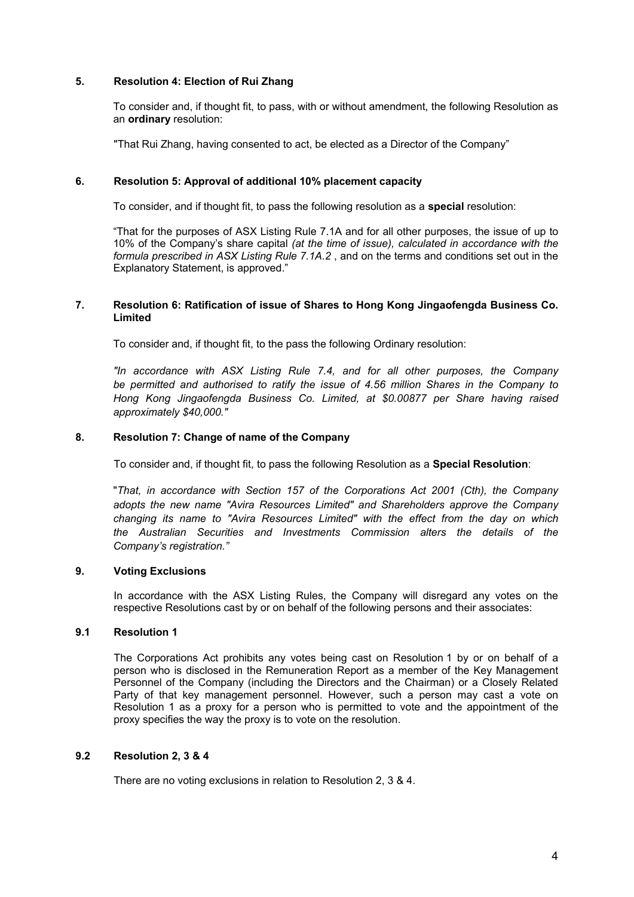## 5. Resolution 4: Election of Rui Zhang

To consider and, if thought fit, to pass, with or without amendment, the following Resolution as an **ordinary** resolution:

"That Rui Zhang, having consented to act, be elected as a Director of the Company"

## 6. Resolution 5: Approval of additional 10% placement capacity

To consider, and if thought fit, to pass the following resolution as a **special** resolution:

"That for the purposes of ASX Listing Rule 7.1A and for all other purposes, the issue of up to 10% of the Company's share capital *(at the time of issue), calculated in accordance with the formula prescribed in ASX Listing Rule 7.1A.2* , and on the terms and conditions set out in the Explanatory Statement, is approved."

## 7. Resolution 6: Ratification of issue of Shares to Hong Kong Jingaofengda Business Co. Limited

To consider and, if thought fit, to the pass the following Ordinary resolution:

*"In accordance with ASX Listing Rule 7.4, and for all other purposes, the Company be permitted and authorised to ratify the issue of 4.56 million Shares in the Company to Hong Kong Jingaofengda Business Co. Limited, at $0.00877 per Share having raised approximately $40,000."*

## 8. Resolution 7: Change of name of the Company

To consider and, if thought fit, to pass the following Resolution as a **Special Resolution**:

"*That, in accordance with Section 157 of the Corporations Act 2001 (Cth), the Company adopts the new name "Avira Resources Limited" and Shareholders approve the Company changing its name to "Avira Resources Limited" with the effect from the day on which the Australian Securities and Investments Commission alters the details of the Company's registration.*"

## 9. Voting Exclusions

In accordance with the ASX Listing Rules, the Company will disregard any votes on the respective Resolutions cast by or on behalf of the following persons and their associates:

### 9.1 Resolution 1

The Corporations Act prohibits any votes being cast on Resolution 1 by or on behalf of a person who is disclosed in the Remuneration Report as a member of the Key Management Personnel of the Company (including the Directors and the Chairman) or a Closely Related Party of that key management personnel. However, such a person may cast a vote on Resolution 1 as a proxy for a person who is permitted to vote and the appointment of the proxy specifies the way the proxy is to vote on the resolution.

### 9.2 Resolution 2, 3 & 4

There are no voting exclusions in relation to Resolution 2, 3 & 4.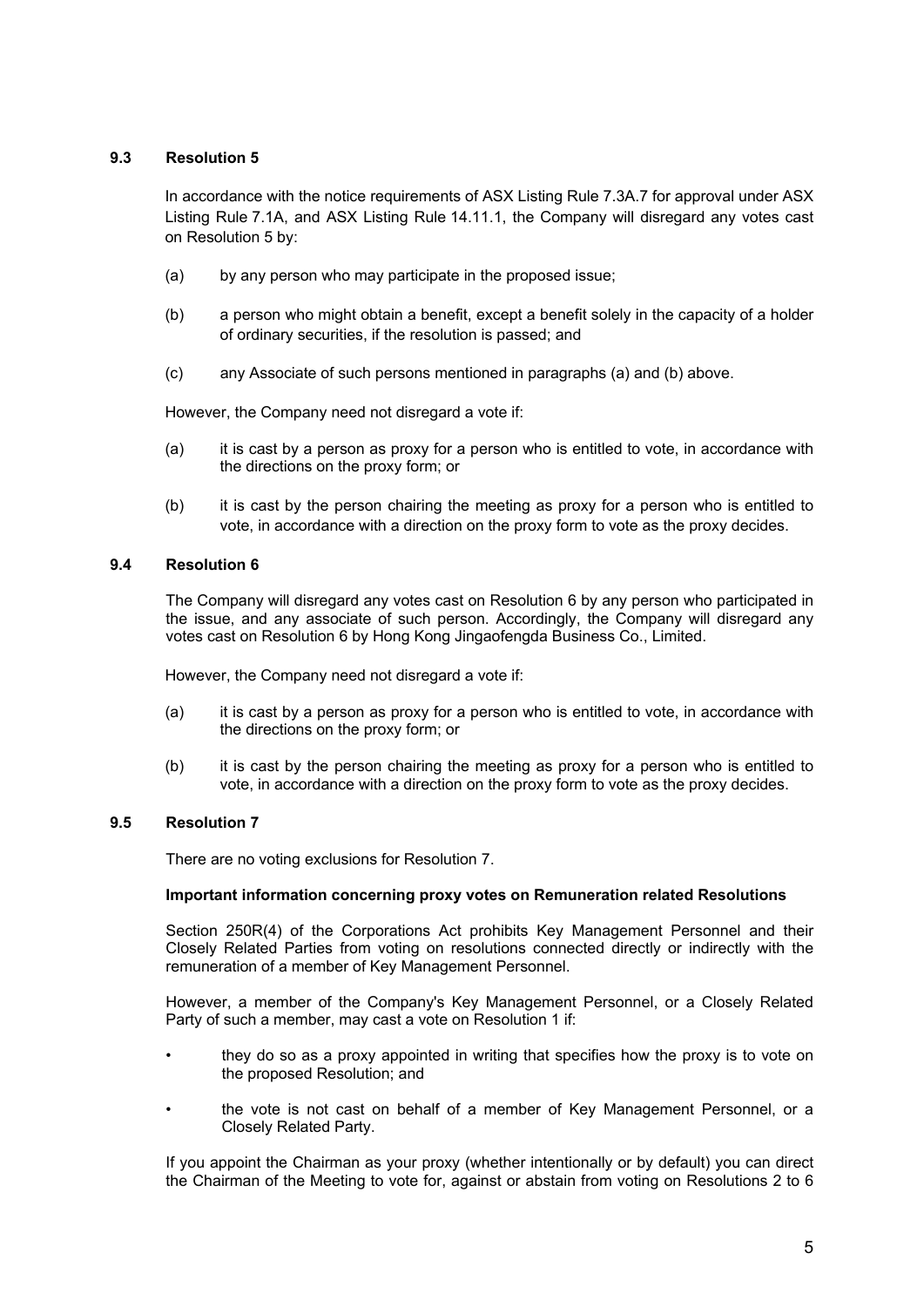### 9.3 Resolution 5

In accordance with the notice requirements of ASX Listing Rule 7.3A.7 for approval under ASX Listing Rule 7.1A, and ASX Listing Rule 14.11.1, the Company will disregard any votes cast on Resolution 5 by:

(a) by any person who may participate in the proposed issue;

(b) a person who might obtain a benefit, except a benefit solely in the capacity of a holder of ordinary securities, if the resolution is passed; and

(c) any Associate of such persons mentioned in paragraphs (a) and (b) above.

However, the Company need not disregard a vote if:

(a) it is cast by a person as proxy for a person who is entitled to vote, in accordance with the directions on the proxy form; or

(b) it is cast by the person chairing the meeting as proxy for a person who is entitled to vote, in accordance with a direction on the proxy form to vote as the proxy decides.

### 9.4 Resolution 6

The Company will disregard any votes cast on Resolution 6 by any person who participated in the issue, and any associate of such person. Accordingly, the Company will disregard any votes cast on Resolution 6 by Hong Kong Jingaofengda Business Co., Limited.

However, the Company need not disregard a vote if:

(a) it is cast by a person as proxy for a person who is entitled to vote, in accordance with the directions on the proxy form; or

(b) it is cast by the person chairing the meeting as proxy for a person who is entitled to vote, in accordance with a direction on the proxy form to vote as the proxy decides.

### 9.5 Resolution 7

There are no voting exclusions for Resolution 7.

**Important information concerning proxy votes on Remuneration related Resolutions**

Section 250R(4) of the Corporations Act prohibits Key Management Personnel and their Closely Related Parties from voting on resolutions connected directly or indirectly with the remuneration of a member of Key Management Personnel.

However, a member of the Company's Key Management Personnel, or a Closely Related Party of such a member, may cast a vote on Resolution 1 if:

- they do so as a proxy appointed in writing that specifies how the proxy is to vote on the proposed Resolution; and
- the vote is not cast on behalf of a member of Key Management Personnel, or a Closely Related Party.

If you appoint the Chairman as your proxy (whether intentionally or by default) you can direct the Chairman of the Meeting to vote for, against or abstain from voting on Resolutions 2 to 6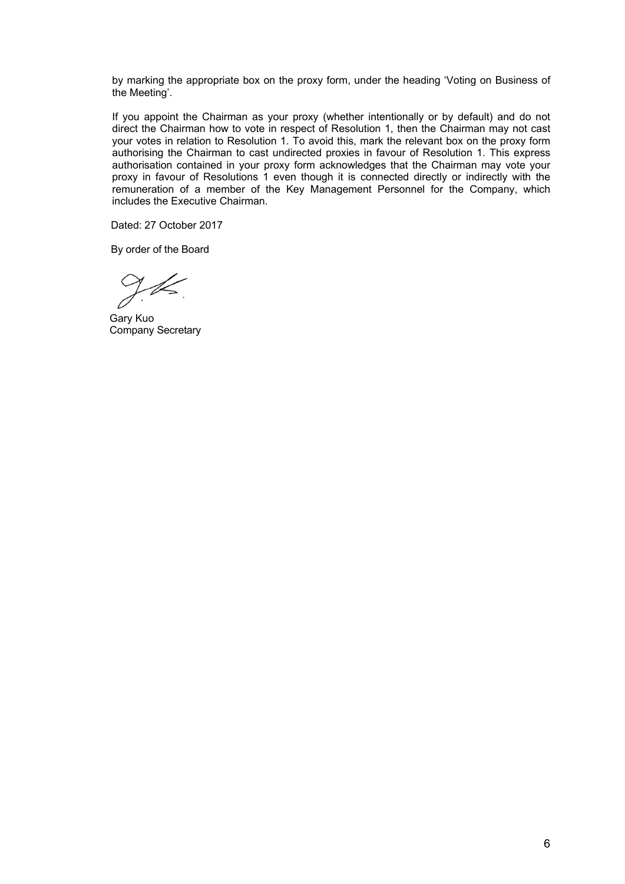by marking the appropriate box on the proxy form, under the heading 'Voting on Business of the Meeting'.

If you appoint the Chairman as your proxy (whether intentionally or by default) and do not direct the Chairman how to vote in respect of Resolution 1, then the Chairman may not cast your votes in relation to Resolution 1. To avoid this, mark the relevant box on the proxy form authorising the Chairman to cast undirected proxies in favour of Resolution 1. This express authorisation contained in your proxy form acknowledges that the Chairman may vote your proxy in favour of Resolutions 1 even though it is connected directly or indirectly with the remuneration of a member of the Key Management Personnel for the Company, which includes the Executive Chairman.

Dated: 27 October 2017

By order of the Board

Gary Kuo
Company Secretary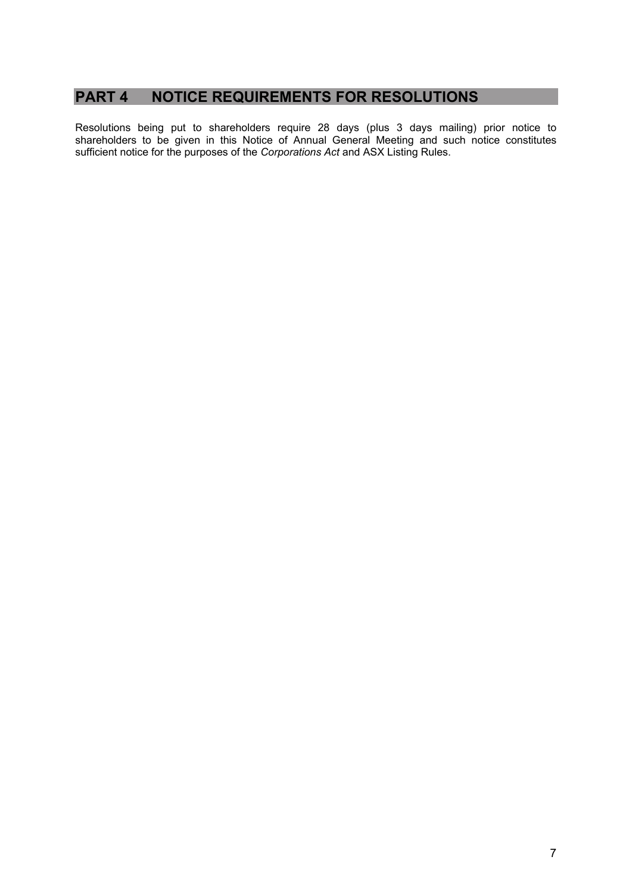## PART 4 NOTICE REQUIREMENTS FOR RESOLUTIONS

Resolutions being put to shareholders require 28 days (plus 3 days mailing) prior notice to shareholders to be given in this Notice of Annual General Meeting and such notice constitutes sufficient notice for the purposes of the *Corporations Act* and ASX Listing Rules.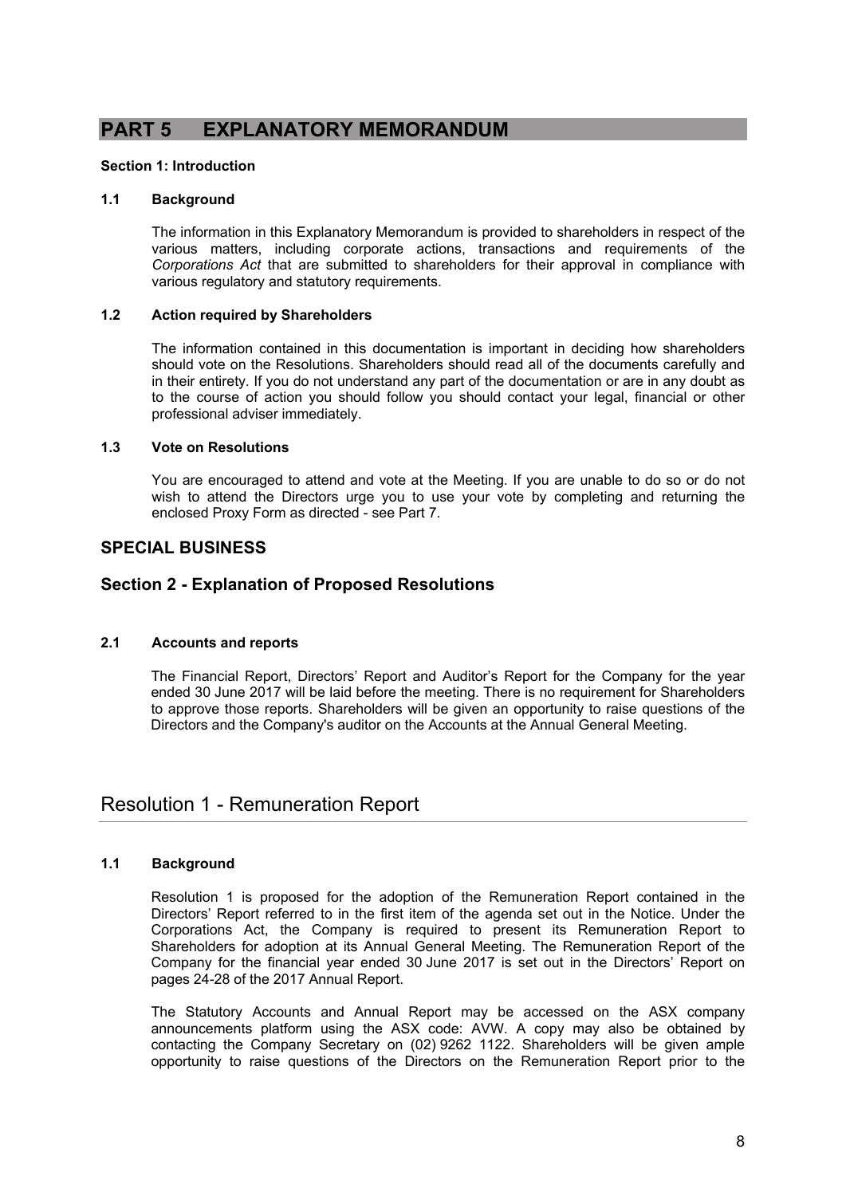# PART 5 EXPLANATORY MEMORANDUM

**Section 1: Introduction**

**1.1 Background**

The information in this Explanatory Memorandum is provided to shareholders in respect of the various matters, including corporate actions, transactions and requirements of the *Corporations Act* that are submitted to shareholders for their approval in compliance with various regulatory and statutory requirements.

**1.2 Action required by Shareholders**

The information contained in this documentation is important in deciding how shareholders should vote on the Resolutions. Shareholders should read all of the documents carefully and in their entirety. If you do not understand any part of the documentation or are in any doubt as to the course of action you should follow you should contact your legal, financial or other professional adviser immediately.

**1.3 Vote on Resolutions**

You are encouraged to attend and vote at the Meeting. If you are unable to do so or do not wish to attend the Directors urge you to use your vote by completing and returning the enclosed Proxy Form as directed - see Part 7.

## SPECIAL BUSINESS

## Section 2 - Explanation of Proposed Resolutions

**2.1 Accounts and reports**

The Financial Report, Directors' Report and Auditor's Report for the Company for the year ended 30 June 2017 will be laid before the meeting. There is no requirement for Shareholders to approve those reports. Shareholders will be given an opportunity to raise questions of the Directors and the Company's auditor on the Accounts at the Annual General Meeting.

## Resolution 1 - Remuneration Report

**1.1 Background**

Resolution 1 is proposed for the adoption of the Remuneration Report contained in the Directors' Report referred to in the first item of the agenda set out in the Notice. Under the Corporations Act, the Company is required to present its Remuneration Report to Shareholders for adoption at its Annual General Meeting. The Remuneration Report of the Company for the financial year ended 30 June 2017 is set out in the Directors' Report on pages 24-28 of the 2017 Annual Report.

The Statutory Accounts and Annual Report may be accessed on the ASX company announcements platform using the ASX code: AVW. A copy may also be obtained by contacting the Company Secretary on (02) 9262 1122. Shareholders will be given ample opportunity to raise questions of the Directors on the Remuneration Report prior to the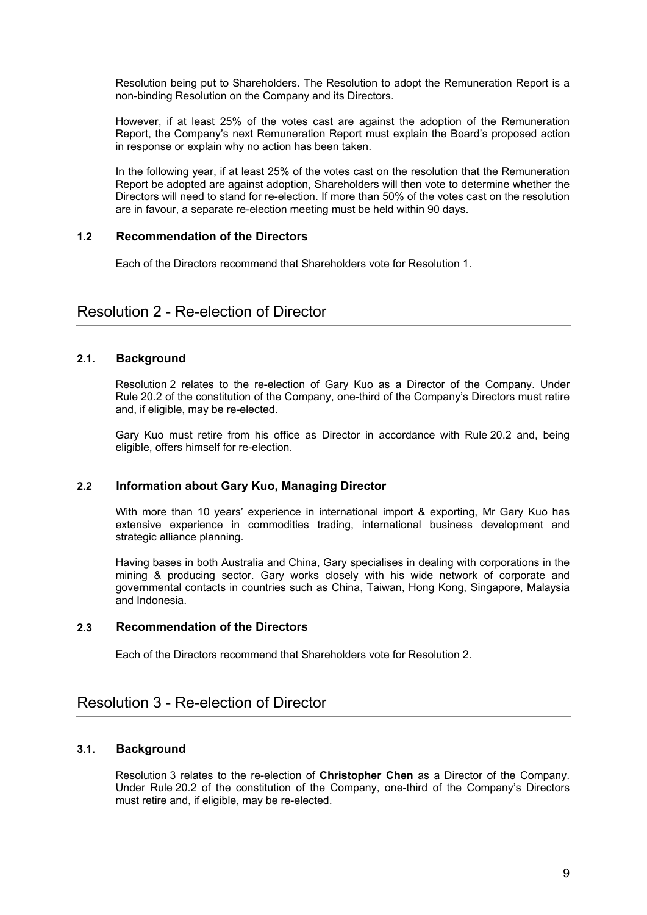Resolution being put to Shareholders. The Resolution to adopt the Remuneration Report is a non-binding Resolution on the Company and its Directors.

However, if at least 25% of the votes cast are against the adoption of the Remuneration Report, the Company's next Remuneration Report must explain the Board's proposed action in response or explain why no action has been taken.

In the following year, if at least 25% of the votes cast on the resolution that the Remuneration Report be adopted are against adoption, Shareholders will then vote to determine whether the Directors will need to stand for re-election. If more than 50% of the votes cast on the resolution are in favour, a separate re-election meeting must be held within 90 days.

### 1.2 Recommendation of the Directors

Each of the Directors recommend that Shareholders vote for Resolution 1.

## Resolution 2 - Re-election of Director

### 2.1. Background

Resolution 2 relates to the re-election of Gary Kuo as a Director of the Company. Under Rule 20.2 of the constitution of the Company, one-third of the Company's Directors must retire and, if eligible, may be re-elected.

Gary Kuo must retire from his office as Director in accordance with Rule 20.2 and, being eligible, offers himself for re-election.

### 2.2 Information about Gary Kuo, Managing Director

With more than 10 years' experience in international import & exporting, Mr Gary Kuo has extensive experience in commodities trading, international business development and strategic alliance planning.

Having bases in both Australia and China, Gary specialises in dealing with corporations in the mining & producing sector. Gary works closely with his wide network of corporate and governmental contacts in countries such as China, Taiwan, Hong Kong, Singapore, Malaysia and Indonesia.

### 2.3 Recommendation of the Directors

Each of the Directors recommend that Shareholders vote for Resolution 2.

## Resolution 3 - Re-election of Director

### 3.1. Background

Resolution 3 relates to the re-election of **Christopher Chen** as a Director of the Company. Under Rule 20.2 of the constitution of the Company, one-third of the Company's Directors must retire and, if eligible, may be re-elected.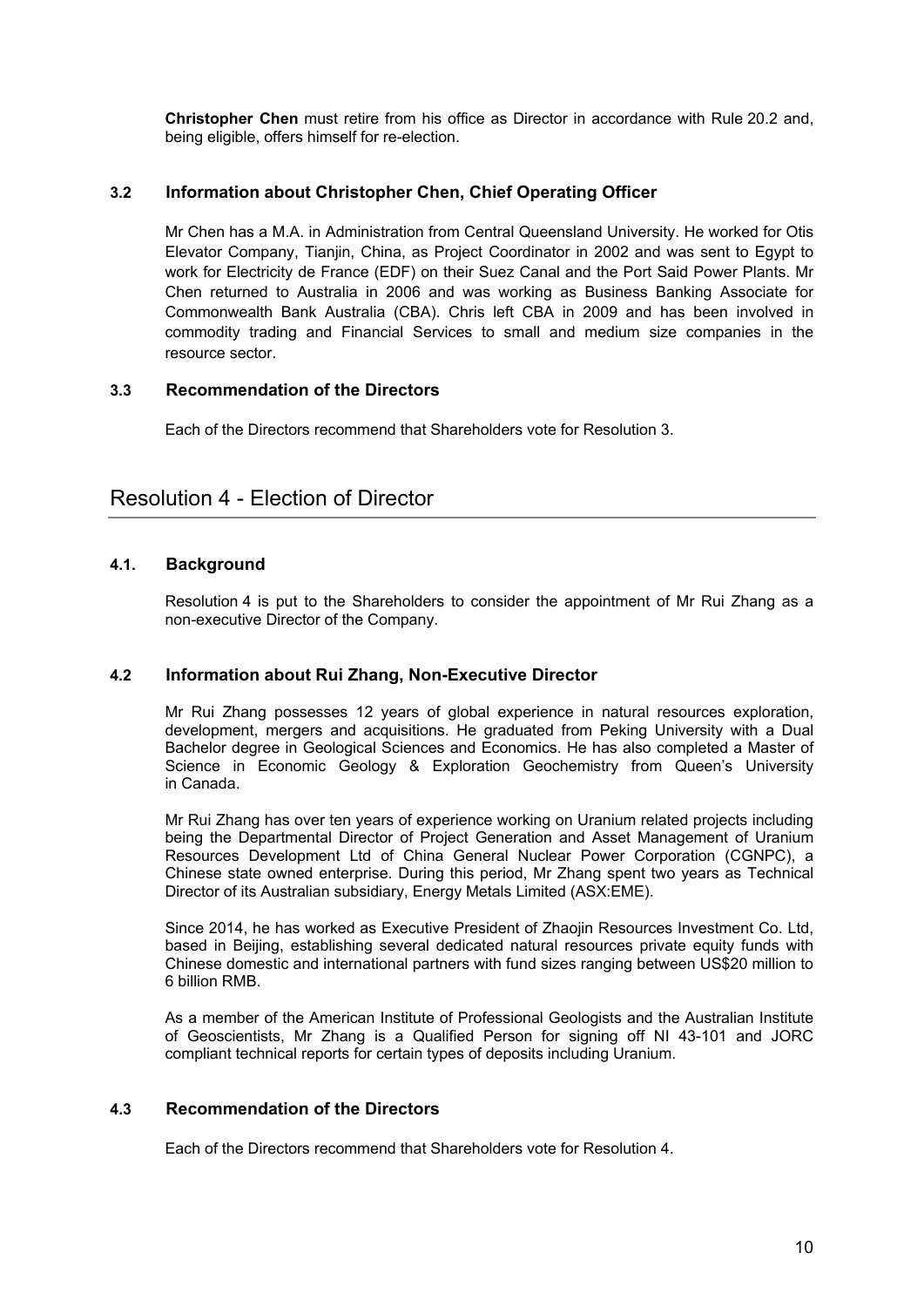**Christopher Chen** must retire from his office as Director in accordance with Rule 20.2 and, being eligible, offers himself for re-election.

### 3.2 Information about Christopher Chen, Chief Operating Officer

Mr Chen has a M.A. in Administration from Central Queensland University. He worked for Otis Elevator Company, Tianjin, China, as Project Coordinator in 2002 and was sent to Egypt to work for Electricity de France (EDF) on their Suez Canal and the Port Said Power Plants. Mr Chen returned to Australia in 2006 and was working as Business Banking Associate for Commonwealth Bank Australia (CBA). Chris left CBA in 2009 and has been involved in commodity trading and Financial Services to small and medium size companies in the resource sector.

### 3.3 Recommendation of the Directors

Each of the Directors recommend that Shareholders vote for Resolution 3.

## Resolution 4 - Election of Director

### 4.1. Background

Resolution 4 is put to the Shareholders to consider the appointment of Mr Rui Zhang as a non-executive Director of the Company.

### 4.2 Information about Rui Zhang, Non-Executive Director

Mr Rui Zhang possesses 12 years of global experience in natural resources exploration, development, mergers and acquisitions. He graduated from Peking University with a Dual Bachelor degree in Geological Sciences and Economics. He has also completed a Master of Science in Economic Geology & Exploration Geochemistry from Queen's University in Canada.

Mr Rui Zhang has over ten years of experience working on Uranium related projects including being the Departmental Director of Project Generation and Asset Management of Uranium Resources Development Ltd of China General Nuclear Power Corporation (CGNPC), a Chinese state owned enterprise. During this period, Mr Zhang spent two years as Technical Director of its Australian subsidiary, Energy Metals Limited (ASX:EME).

Since 2014, he has worked as Executive President of Zhaojin Resources Investment Co. Ltd, based in Beijing, establishing several dedicated natural resources private equity funds with Chinese domestic and international partners with fund sizes ranging between US$20 million to 6 billion RMB.

As a member of the American Institute of Professional Geologists and the Australian Institute of Geoscientists, Mr Zhang is a Qualified Person for signing off NI 43-101 and JORC compliant technical reports for certain types of deposits including Uranium.

### 4.3 Recommendation of the Directors

Each of the Directors recommend that Shareholders vote for Resolution 4.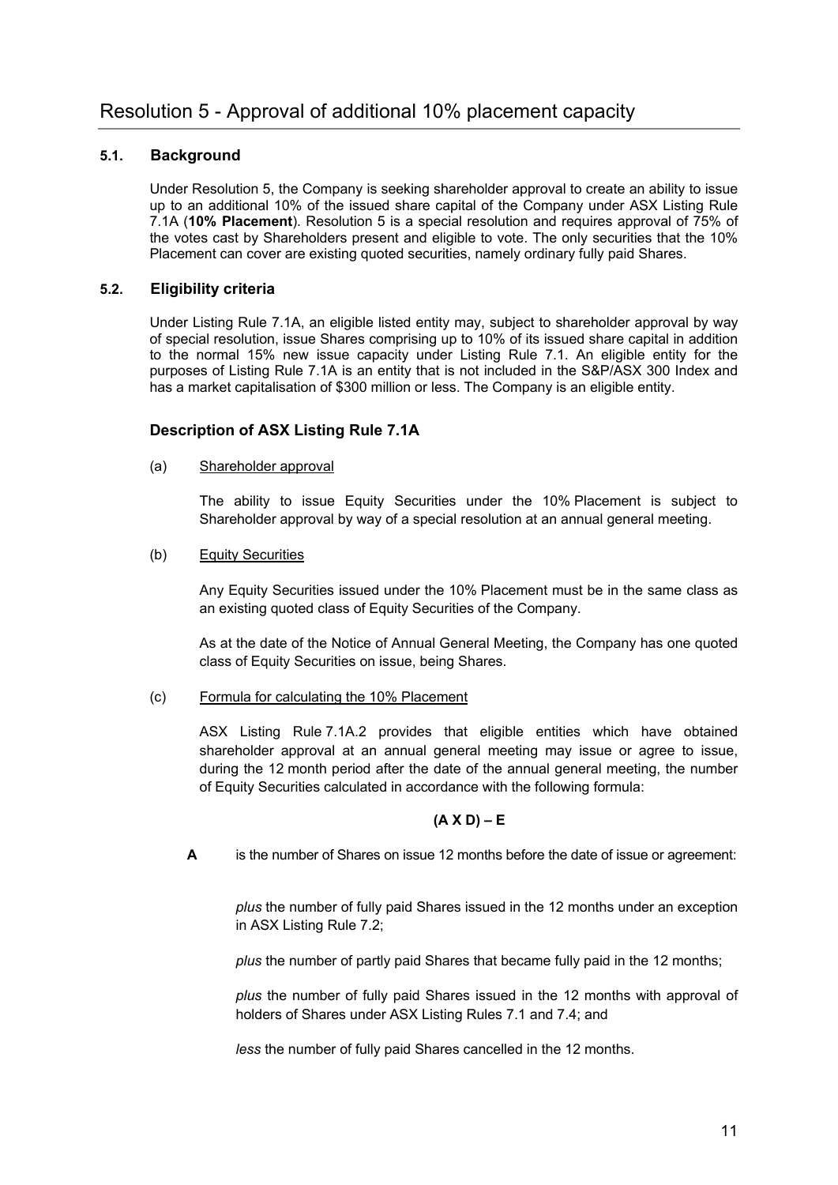# Resolution 5 - Approval of additional 10% placement capacity

## 5.1. Background

Under Resolution 5, the Company is seeking shareholder approval to create an ability to issue up to an additional 10% of the issued share capital of the Company under ASX Listing Rule 7.1A (**10% Placement**). Resolution 5 is a special resolution and requires approval of 75% of the votes cast by Shareholders present and eligible to vote. The only securities that the 10% Placement can cover are existing quoted securities, namely ordinary fully paid Shares.

## 5.2. Eligibility criteria

Under Listing Rule 7.1A, an eligible listed entity may, subject to shareholder approval by way of special resolution, issue Shares comprising up to 10% of its issued share capital in addition to the normal 15% new issue capacity under Listing Rule 7.1. An eligible entity for the purposes of Listing Rule 7.1A is an entity that is not included in the S&P/ASX 300 Index and has a market capitalisation of $300 million or less. The Company is an eligible entity.

### Description of ASX Listing Rule 7.1A

(a) Shareholder approval

The ability to issue Equity Securities under the 10% Placement is subject to Shareholder approval by way of a special resolution at an annual general meeting.

(b) Equity Securities

Any Equity Securities issued under the 10% Placement must be in the same class as an existing quoted class of Equity Securities of the Company.

As at the date of the Notice of Annual General Meeting, the Company has one quoted class of Equity Securities on issue, being Shares.

(c) Formula for calculating the 10% Placement

ASX Listing Rule 7.1A.2 provides that eligible entities which have obtained shareholder approval at an annual general meeting may issue or agree to issue, during the 12 month period after the date of the annual general meeting, the number of Equity Securities calculated in accordance with the following formula:

**(A X D) – E**

**A** is the number of Shares on issue 12 months before the date of issue or agreement:

*plus* the number of fully paid Shares issued in the 12 months under an exception in ASX Listing Rule 7.2;

*plus* the number of partly paid Shares that became fully paid in the 12 months;

*plus* the number of fully paid Shares issued in the 12 months with approval of holders of Shares under ASX Listing Rules 7.1 and 7.4; and

*less* the number of fully paid Shares cancelled in the 12 months.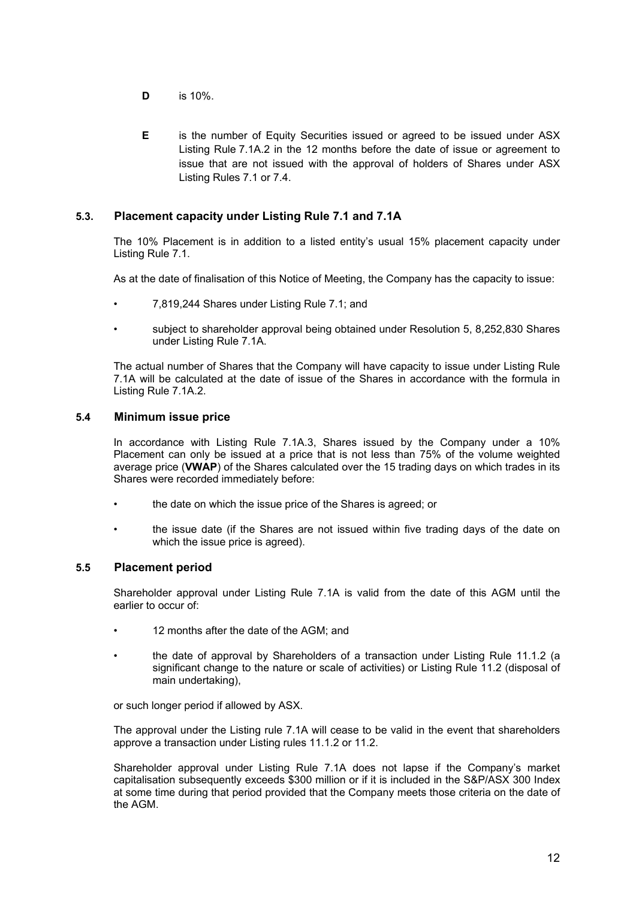**D** is 10%.

**E** is the number of Equity Securities issued or agreed to be issued under ASX Listing Rule 7.1A.2 in the 12 months before the date of issue or agreement to issue that are not issued with the approval of holders of Shares under ASX Listing Rules 7.1 or 7.4.

### 5.3. Placement capacity under Listing Rule 7.1 and 7.1A

The 10% Placement is in addition to a listed entity's usual 15% placement capacity under Listing Rule 7.1.

As at the date of finalisation of this Notice of Meeting, the Company has the capacity to issue:

- 7,819,244 Shares under Listing Rule 7.1; and
- subject to shareholder approval being obtained under Resolution 5, 8,252,830 Shares under Listing Rule 7.1A.

The actual number of Shares that the Company will have capacity to issue under Listing Rule 7.1A will be calculated at the date of issue of the Shares in accordance with the formula in Listing Rule 7.1A.2.

### 5.4 Minimum issue price

In accordance with Listing Rule 7.1A.3, Shares issued by the Company under a 10% Placement can only be issued at a price that is not less than 75% of the volume weighted average price (**VWAP**) of the Shares calculated over the 15 trading days on which trades in its Shares were recorded immediately before:

- the date on which the issue price of the Shares is agreed; or
- the issue date (if the Shares are not issued within five trading days of the date on which the issue price is agreed).

### 5.5 Placement period

Shareholder approval under Listing Rule 7.1A is valid from the date of this AGM until the earlier to occur of:

- 12 months after the date of the AGM; and
- the date of approval by Shareholders of a transaction under Listing Rule 11.1.2 (a significant change to the nature or scale of activities) or Listing Rule 11.2 (disposal of main undertaking),

or such longer period if allowed by ASX.

The approval under the Listing rule 7.1A will cease to be valid in the event that shareholders approve a transaction under Listing rules 11.1.2 or 11.2.

Shareholder approval under Listing Rule 7.1A does not lapse if the Company's market capitalisation subsequently exceeds $300 million or if it is included in the S&P/ASX 300 Index at some time during that period provided that the Company meets those criteria on the date of the AGM.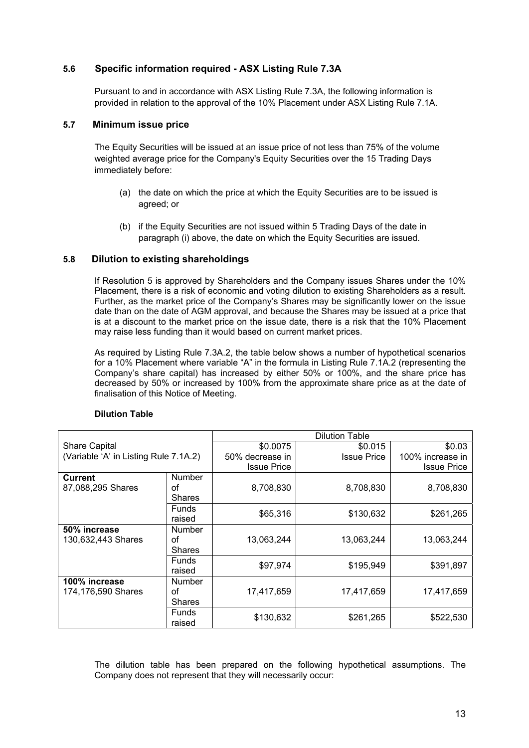### 5.6 Specific information required - ASX Listing Rule 7.3A

Pursuant to and in accordance with ASX Listing Rule 7.3A, the following information is provided in relation to the approval of the 10% Placement under ASX Listing Rule 7.1A.

### 5.7 Minimum issue price

The Equity Securities will be issued at an issue price of not less than 75% of the volume weighted average price for the Company's Equity Securities over the 15 Trading Days immediately before:

(a) the date on which the price at which the Equity Securities are to be issued is agreed; or

(b) if the Equity Securities are not issued within 5 Trading Days of the date in paragraph (i) above, the date on which the Equity Securities are issued.

### 5.8 Dilution to existing shareholdings

If Resolution 5 is approved by Shareholders and the Company issues Shares under the 10% Placement, there is a risk of economic and voting dilution to existing Shareholders as a result. Further, as the market price of the Company's Shares may be significantly lower on the issue date than on the date of AGM approval, and because the Shares may be issued at a price that is at a discount to the market price on the issue date, there is a risk that the 10% Placement may raise less funding than it would based on current market prices.

As required by Listing Rule 7.3A.2, the table below shows a number of hypothetical scenarios for a 10% Placement where variable "A" in the formula in Listing Rule 7.1A.2 (representing the Company's share capital) has increased by either 50% or 100%, and the share price has decreased by 50% or increased by 100% from the approximate share price as at the date of finalisation of this Notice of Meeting.

**Dilution Table**

| Share Capital (Variable 'A' in Listing Rule 7.1A.2) | | Dilution Table | | |
|---|---|---|---|---|
| | | $0.0075 50% decrease in Issue Price | $0.015 Issue Price | $0.03 100% increase in Issue Price |
| **Current** 87,088,295 Shares | Number of Shares | 8,708,830 | 8,708,830 | 8,708,830 |
| | Funds raised | $65,316 | $130,632 | $261,265 |
| **50% increase** 130,632,443 Shares | Number of Shares | 13,063,244 | 13,063,244 | 13,063,244 |
| | Funds raised | $97,974 | $195,949 | $391,897 |
| **100% increase** 174,176,590 Shares | Number of Shares | 17,417,659 | 17,417,659 | 17,417,659 |
| | Funds raised | $130,632 | $261,265 | $522,530 |

The dilution table has been prepared on the following hypothetical assumptions. The Company does not represent that they will necessarily occur: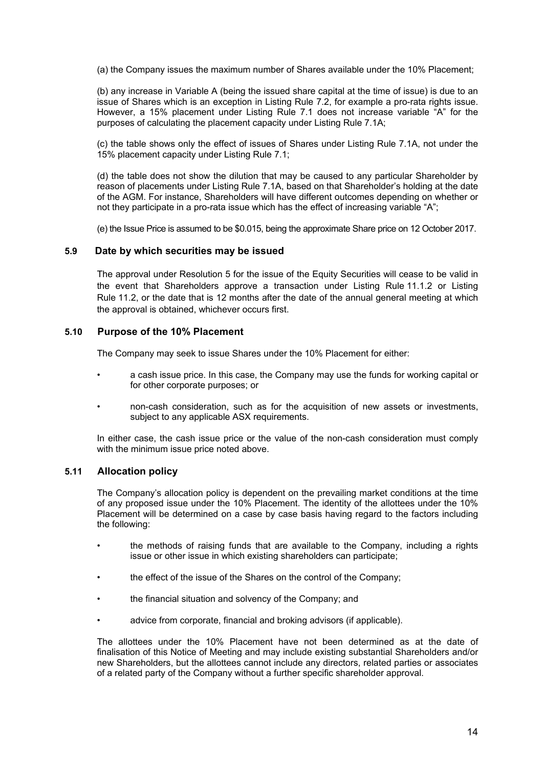(a) the Company issues the maximum number of Shares available under the 10% Placement;

(b) any increase in Variable A (being the issued share capital at the time of issue) is due to an issue of Shares which is an exception in Listing Rule 7.2, for example a pro-rata rights issue. However, a 15% placement under Listing Rule 7.1 does not increase variable "A" for the purposes of calculating the placement capacity under Listing Rule 7.1A;

(c) the table shows only the effect of issues of Shares under Listing Rule 7.1A, not under the 15% placement capacity under Listing Rule 7.1;

(d) the table does not show the dilution that may be caused to any particular Shareholder by reason of placements under Listing Rule 7.1A, based on that Shareholder's holding at the date of the AGM. For instance, Shareholders will have different outcomes depending on whether or not they participate in a pro-rata issue which has the effect of increasing variable "A";

(e) the Issue Price is assumed to be \$0.015, being the approximate Share price on 12 October 2017.

### 5.9 Date by which securities may be issued

The approval under Resolution 5 for the issue of the Equity Securities will cease to be valid in the event that Shareholders approve a transaction under Listing Rule 11.1.2 or Listing Rule 11.2, or the date that is 12 months after the date of the annual general meeting at which the approval is obtained, whichever occurs first.

### 5.10 Purpose of the 10% Placement

The Company may seek to issue Shares under the 10% Placement for either:

- a cash issue price. In this case, the Company may use the funds for working capital or for other corporate purposes; or
- non-cash consideration, such as for the acquisition of new assets or investments, subject to any applicable ASX requirements.

In either case, the cash issue price or the value of the non-cash consideration must comply with the minimum issue price noted above.

### 5.11 Allocation policy

The Company's allocation policy is dependent on the prevailing market conditions at the time of any proposed issue under the 10% Placement. The identity of the allottees under the 10% Placement will be determined on a case by case basis having regard to the factors including the following:

- the methods of raising funds that are available to the Company, including a rights issue or other issue in which existing shareholders can participate;
- the effect of the issue of the Shares on the control of the Company;
- the financial situation and solvency of the Company; and
- advice from corporate, financial and broking advisors (if applicable).

The allottees under the 10% Placement have not been determined as at the date of finalisation of this Notice of Meeting and may include existing substantial Shareholders and/or new Shareholders, but the allottees cannot include any directors, related parties or associates of a related party of the Company without a further specific shareholder approval.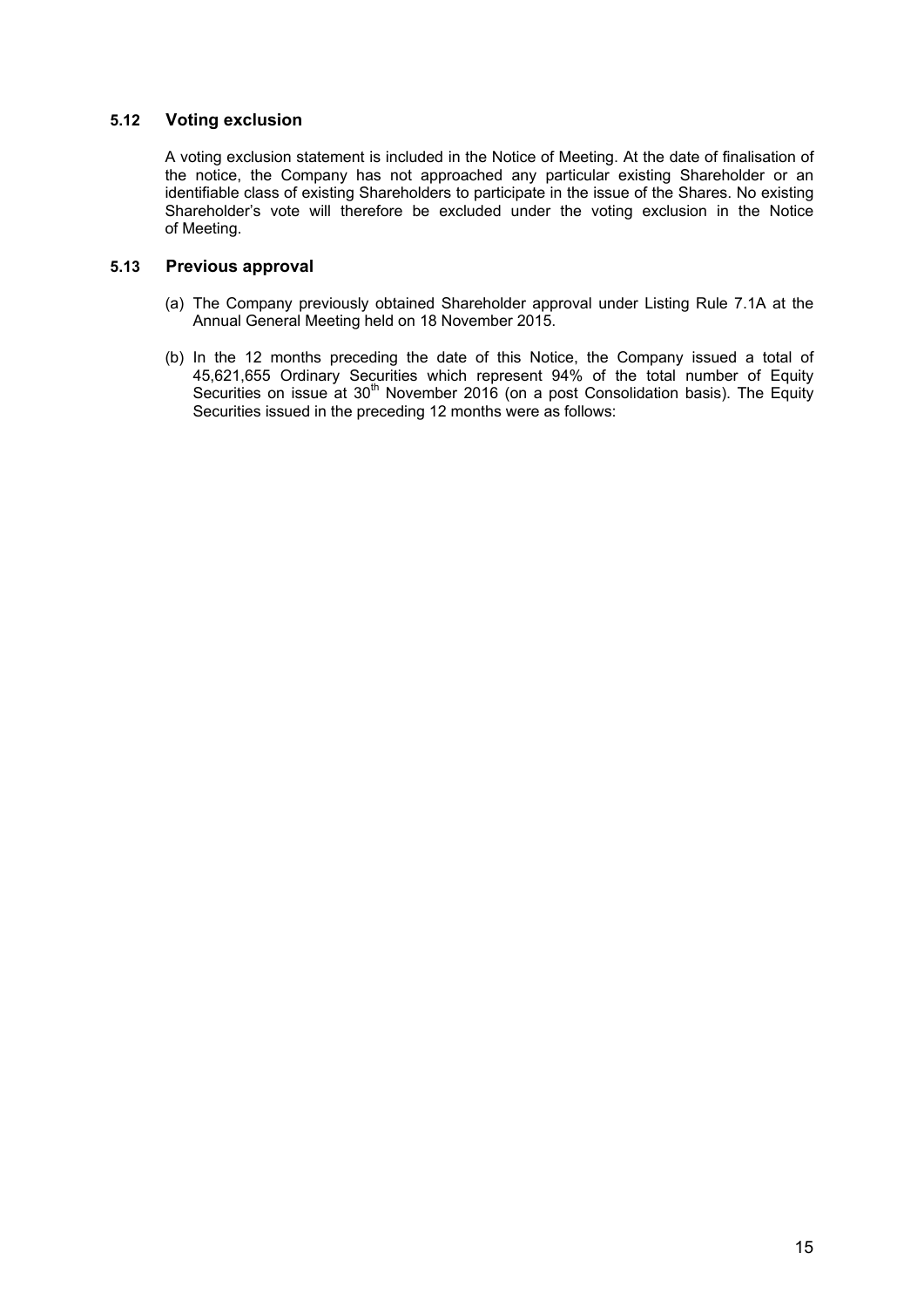### 5.12 Voting exclusion

A voting exclusion statement is included in the Notice of Meeting. At the date of finalisation of the notice, the Company has not approached any particular existing Shareholder or an identifiable class of existing Shareholders to participate in the issue of the Shares. No existing Shareholder's vote will therefore be excluded under the voting exclusion in the Notice of Meeting.

### 5.13 Previous approval

(a) The Company previously obtained Shareholder approval under Listing Rule 7.1A at the Annual General Meeting held on 18 November 2015.

(b) In the 12 months preceding the date of this Notice, the Company issued a total of 45,621,655 Ordinary Securities which represent 94% of the total number of Equity Securities on issue at 30th November 2016 (on a post Consolidation basis). The Equity Securities issued in the preceding 12 months were as follows: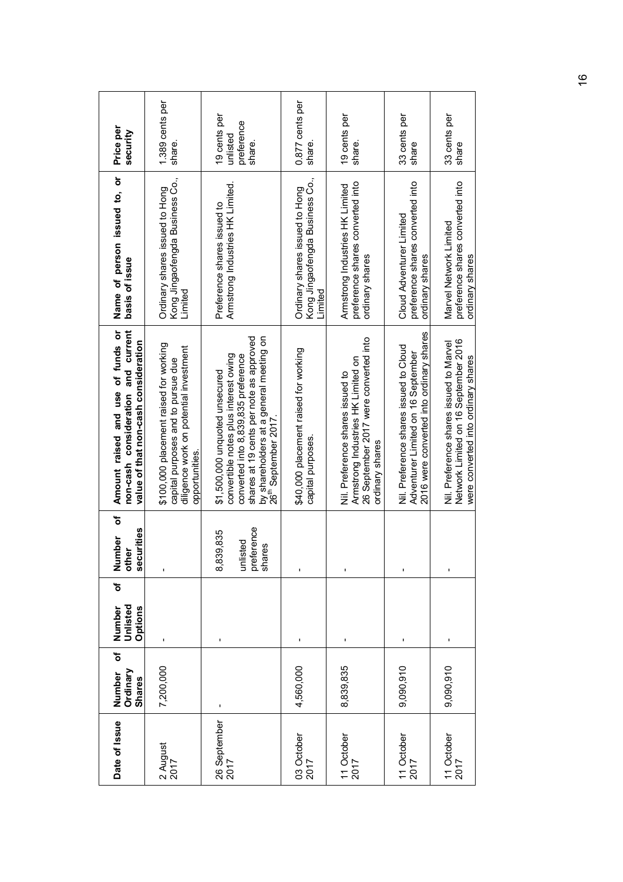| Date of Issue | Number of Ordinary Shares | Number of Unlisted Options | Number of other securities | Amount raised and use of funds or non-cash consideration and current value of that non-cash consideration | Name of person issued to, or basis of issue | Price per security |
|---|---|---|---|---|---|---|
| 2 August 2017 | 7,200,000 | - | - | $100,000 placement raised for working capital purposes and to pursue due diligence work on potential investment opportunities. | Ordinary shares issued to Hong Kong Jingaofengda Business Co., Limited | 1.389 cents per share. |
| 26 September 2017 | - | - | 8,839,835 unlisted preference shares | $1,500,000 unquoted unsecured convertible notes plus interest owing converted into 8,839,835 preference shares at 19 cents per note as approved by shareholders at a general meeting on 26th September 2017. | Preference shares issued to Armstrong Industries HK Limited. | 19 cents per unlisted preference share. |
| 03 October 2017 | 4,560,000 | - | - | $40,000 placement raised for working capital purposes. | Ordinary shares issued to Hong Kong Jingaofengda Business Co., Limited | 0.877 cents per share. |
| 11 October 2017 | 8,839,835 | - | - | Nil. Preference shares issued to Armstrong Industries HK Limited on 26 September 2017 were converted into ordinary shares | Armstrong Industries HK Limited preference shares converted into ordinary shares | 19 cents per share. |
| 11 October 2017 | 9,090,910 | - | - | Nil. Preference shares issued to Cloud Adventurer Limited on 16 September 2016 were converted into ordinary shares | Cloud Adventurer Limited preference shares converted into ordinary shares | 33 cents per share |
| 11 October 2017 | 9,090,910 | - | - | Nil. Preference shares issued to Marvel Network Limited on 16 September 2016 were converted into ordinary shares | Marvel Network Limited preference shares converted into ordinary shares | 33 cents per share |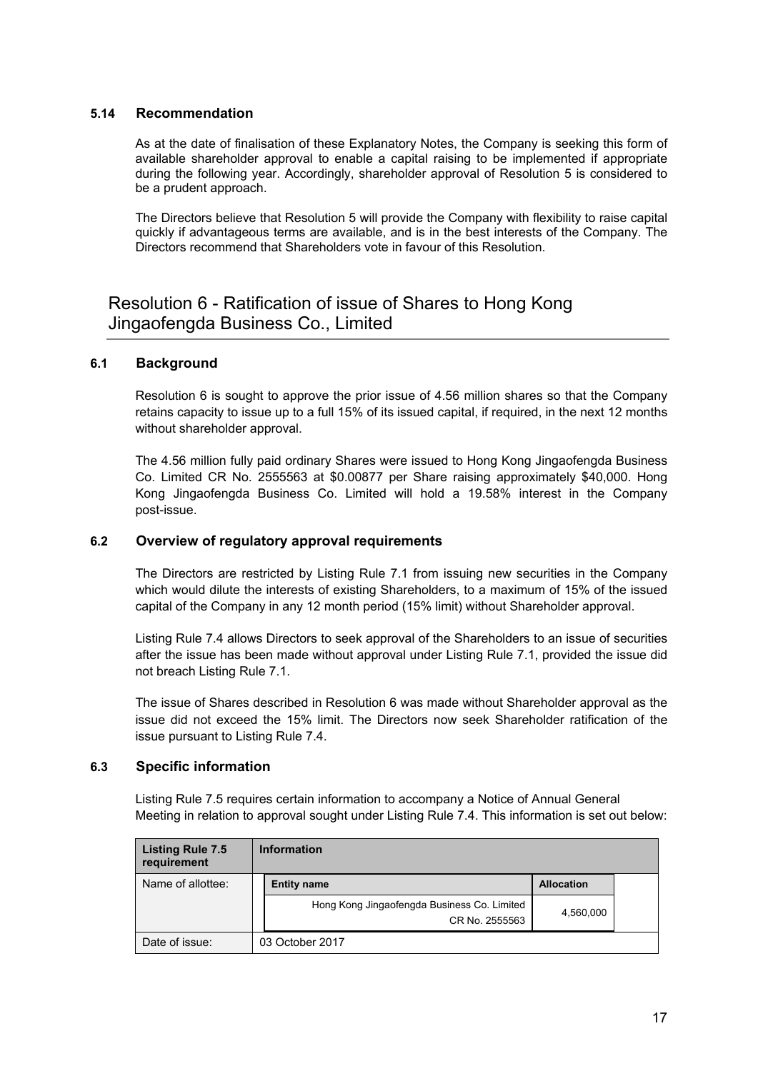### 5.14 Recommendation

As at the date of finalisation of these Explanatory Notes, the Company is seeking this form of available shareholder approval to enable a capital raising to be implemented if appropriate during the following year. Accordingly, shareholder approval of Resolution 5 is considered to be a prudent approach.

The Directors believe that Resolution 5 will provide the Company with flexibility to raise capital quickly if advantageous terms are available, and is in the best interests of the Company. The Directors recommend that Shareholders vote in favour of this Resolution.

## Resolution 6 - Ratification of issue of Shares to Hong Kong Jingaofengda Business Co., Limited

### 6.1 Background

Resolution 6 is sought to approve the prior issue of 4.56 million shares so that the Company retains capacity to issue up to a full 15% of its issued capital, if required, in the next 12 months without shareholder approval.

The 4.56 million fully paid ordinary Shares were issued to Hong Kong Jingaofengda Business Co. Limited CR No. 2555563 at $0.00877 per Share raising approximately $40,000. Hong Kong Jingaofengda Business Co. Limited will hold a 19.58% interest in the Company post-issue.

### 6.2 Overview of regulatory approval requirements

The Directors are restricted by Listing Rule 7.1 from issuing new securities in the Company which would dilute the interests of existing Shareholders, to a maximum of 15% of the issued capital of the Company in any 12 month period (15% limit) without Shareholder approval.

Listing Rule 7.4 allows Directors to seek approval of the Shareholders to an issue of securities after the issue has been made without approval under Listing Rule 7.1, provided the issue did not breach Listing Rule 7.1.

The issue of Shares described in Resolution 6 was made without Shareholder approval as the issue did not exceed the 15% limit. The Directors now seek Shareholder ratification of the issue pursuant to Listing Rule 7.4.

### 6.3 Specific information

Listing Rule 7.5 requires certain information to accompany a Notice of Annual General Meeting in relation to approval sought under Listing Rule 7.4. This information is set out below:

| Listing Rule 7.5 requirement | Information | |
|---|---|---|
| Name of allottee: | **Entity name** | **Allocation** |
| | Hong Kong Jingaofengda Business Co. Limited CR No. 2555563 | 4,560,000 |
| Date of issue: | 03 October 2017 | |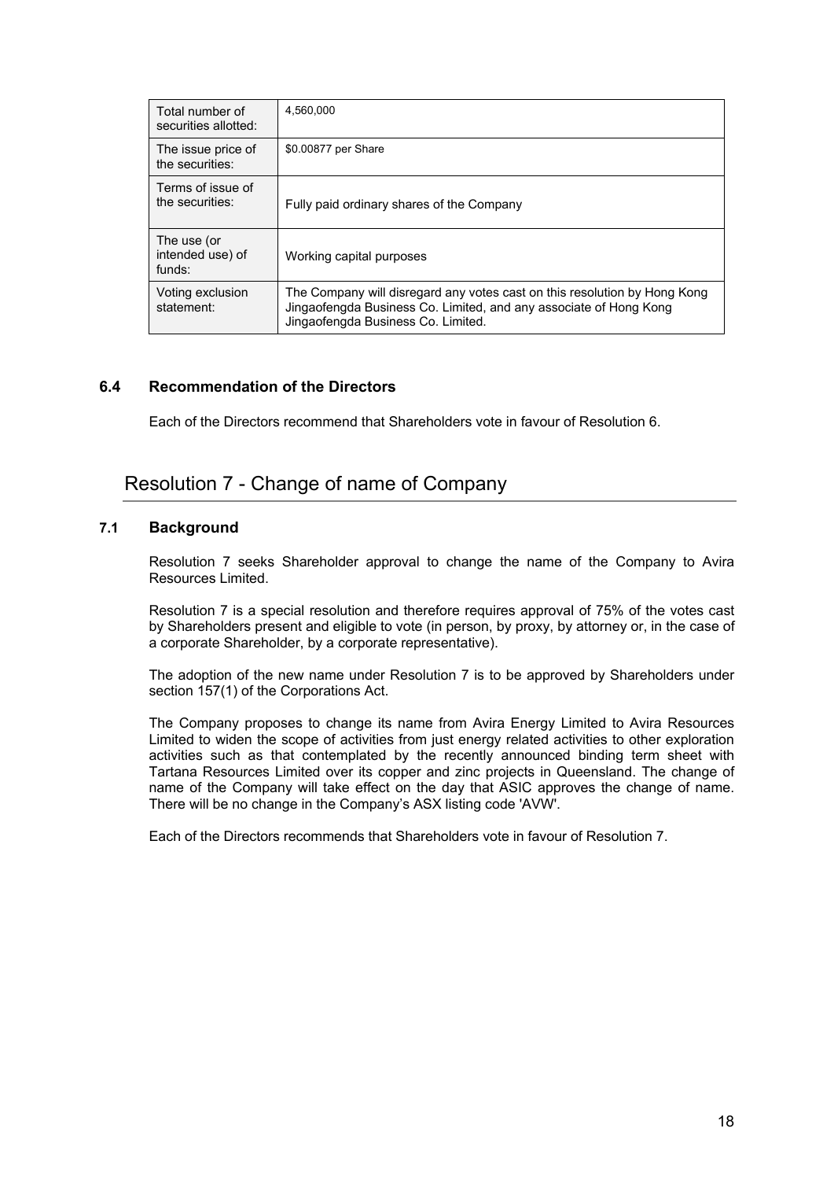| | |
|---|---|
| Total number of securities allotted: | 4,560,000 |
| The issue price of the securities: | $0.00877 per Share |
| Terms of issue of the securities: | Fully paid ordinary shares of the Company |
| The use (or intended use) of funds: | Working capital purposes |
| Voting exclusion statement: | The Company will disregard any votes cast on this resolution by Hong Kong Jingaofengda Business Co. Limited, and any associate of Hong Kong Jingaofengda Business Co. Limited. |

### 6.4 Recommendation of the Directors

Each of the Directors recommend that Shareholders vote in favour of Resolution 6.

## Resolution 7 - Change of name of Company

### 7.1 Background

Resolution 7 seeks Shareholder approval to change the name of the Company to Avira Resources Limited.

Resolution 7 is a special resolution and therefore requires approval of 75% of the votes cast by Shareholders present and eligible to vote (in person, by proxy, by attorney or, in the case of a corporate Shareholder, by a corporate representative).

The adoption of the new name under Resolution 7 is to be approved by Shareholders under section 157(1) of the Corporations Act.

The Company proposes to change its name from Avira Energy Limited to Avira Resources Limited to widen the scope of activities from just energy related activities to other exploration activities such as that contemplated by the recently announced binding term sheet with Tartana Resources Limited over its copper and zinc projects in Queensland. The change of name of the Company will take effect on the day that ASIC approves the change of name. There will be no change in the Company's ASX listing code 'AVW'.

Each of the Directors recommends that Shareholders vote in favour of Resolution 7.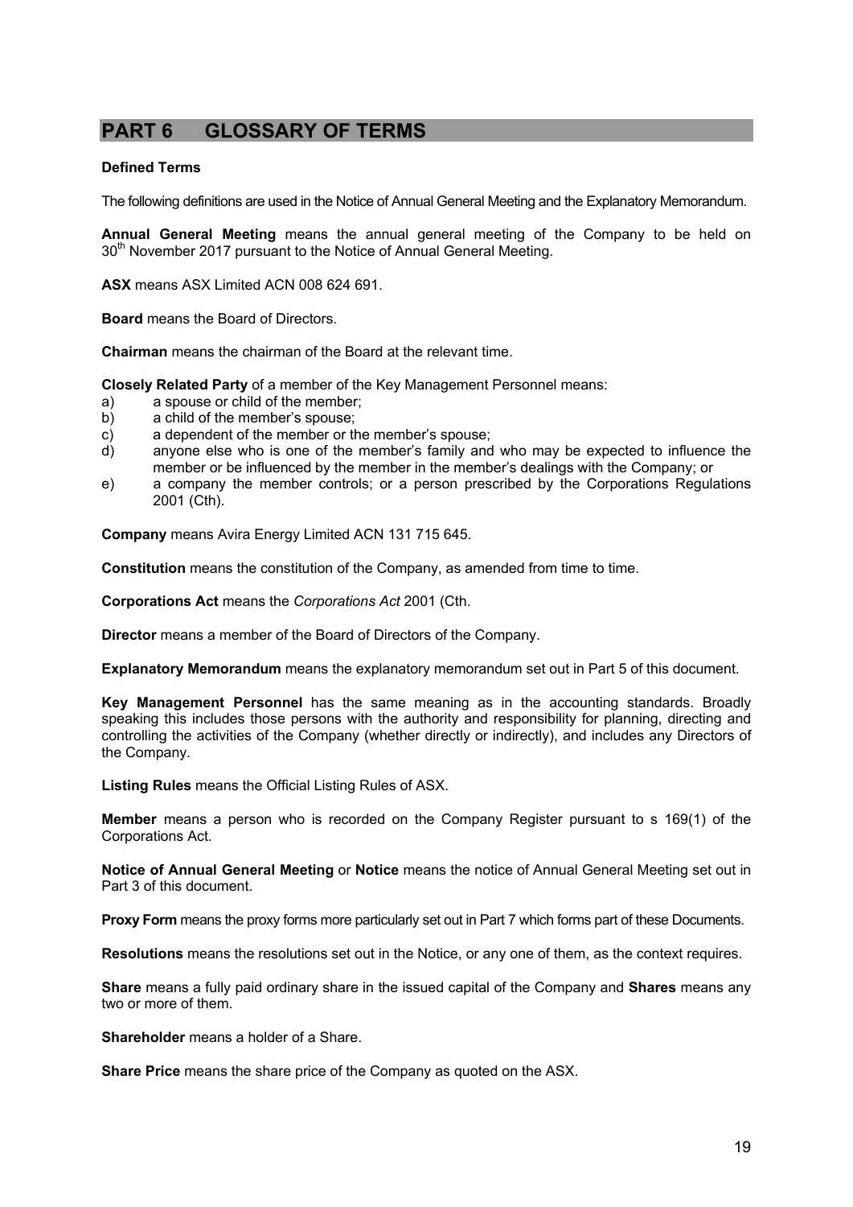# PART 6 GLOSSARY OF TERMS

**Defined Terms**

The following definitions are used in the Notice of Annual General Meeting and the Explanatory Memorandum.

**Annual General Meeting** means the annual general meeting of the Company to be held on 30th November 2017 pursuant to the Notice of Annual General Meeting.

**ASX** means ASX Limited ACN 008 624 691.

**Board** means the Board of Directors.

**Chairman** means the chairman of the Board at the relevant time.

**Closely Related Party** of a member of the Key Management Personnel means:

a) a spouse or child of the member;
b) a child of the member's spouse;
c) a dependent of the member or the member's spouse;
d) anyone else who is one of the member's family and who may be expected to influence the member or be influenced by the member in the member's dealings with the Company; or
e) a company the member controls; or a person prescribed by the Corporations Regulations 2001 (Cth).

**Company** means Avira Energy Limited ACN 131 715 645.

**Constitution** means the constitution of the Company, as amended from time to time.

**Corporations Act** means the *Corporations Act* 2001 (Cth.

**Director** means a member of the Board of Directors of the Company.

**Explanatory Memorandum** means the explanatory memorandum set out in Part 5 of this document.

**Key Management Personnel** has the same meaning as in the accounting standards. Broadly speaking this includes those persons with the authority and responsibility for planning, directing and controlling the activities of the Company (whether directly or indirectly), and includes any Directors of the Company.

**Listing Rules** means the Official Listing Rules of ASX.

**Member** means a person who is recorded on the Company Register pursuant to s 169(1) of the Corporations Act.

**Notice of Annual General Meeting** or **Notice** means the notice of Annual General Meeting set out in Part 3 of this document.

**Proxy Form** means the proxy forms more particularly set out in Part 7 which forms part of these Documents.

**Resolutions** means the resolutions set out in the Notice, or any one of them, as the context requires.

**Share** means a fully paid ordinary share in the issued capital of the Company and **Shares** means any two or more of them.

**Shareholder** means a holder of a Share.

**Share Price** means the share price of the Company as quoted on the ASX.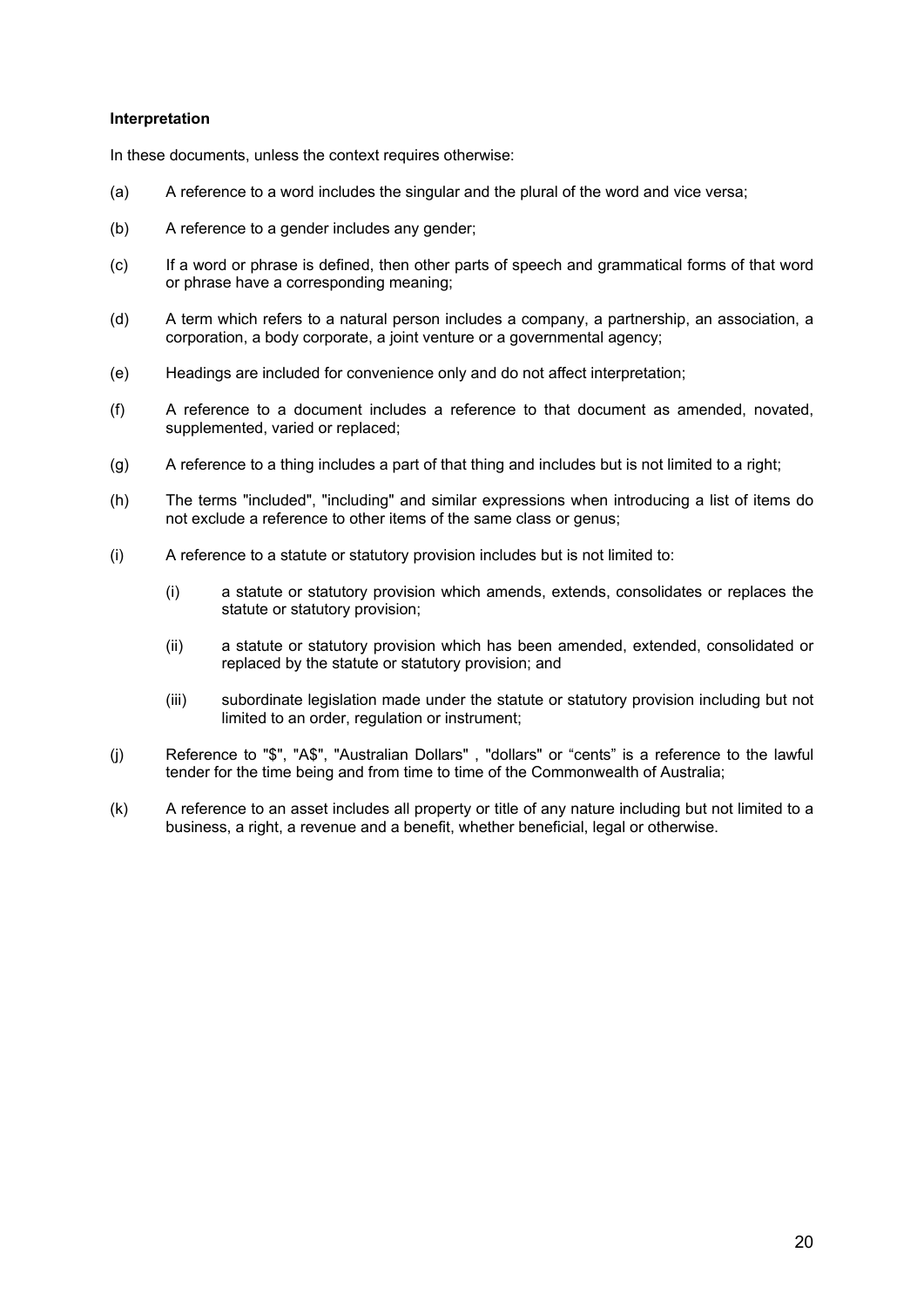**Interpretation**

In these documents, unless the context requires otherwise:

(a) A reference to a word includes the singular and the plural of the word and vice versa;

(b) A reference to a gender includes any gender;

(c) If a word or phrase is defined, then other parts of speech and grammatical forms of that word or phrase have a corresponding meaning;

(d) A term which refers to a natural person includes a company, a partnership, an association, a corporation, a body corporate, a joint venture or a governmental agency;

(e) Headings are included for convenience only and do not affect interpretation;

(f) A reference to a document includes a reference to that document as amended, novated, supplemented, varied or replaced;

(g) A reference to a thing includes a part of that thing and includes but is not limited to a right;

(h) The terms "included", "including" and similar expressions when introducing a list of items do not exclude a reference to other items of the same class or genus;

(i) A reference to a statute or statutory provision includes but is not limited to:

  (i) a statute or statutory provision which amends, extends, consolidates or replaces the statute or statutory provision;

  (ii) a statute or statutory provision which has been amended, extended, consolidated or replaced by the statute or statutory provision; and

  (iii) subordinate legislation made under the statute or statutory provision including but not limited to an order, regulation or instrument;

(j) Reference to "$", "A$", "Australian Dollars" , "dollars" or “cents” is a reference to the lawful tender for the time being and from time to time of the Commonwealth of Australia;

(k) A reference to an asset includes all property or title of any nature including but not limited to a business, a right, a revenue and a benefit, whether beneficial, legal or otherwise.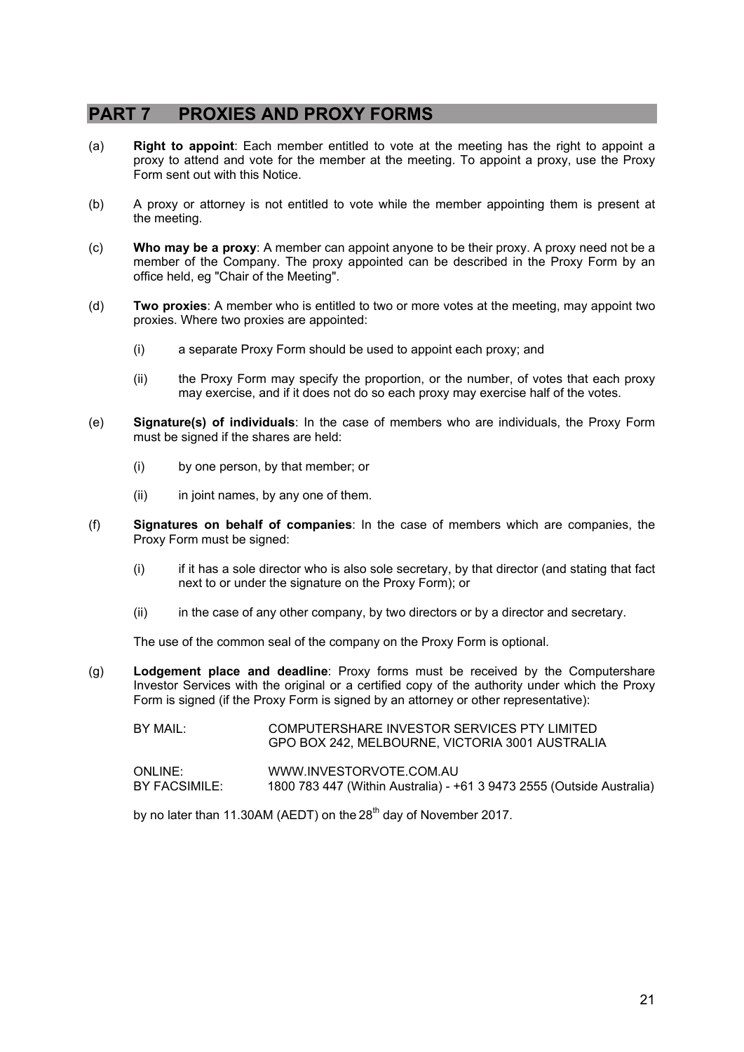## PART 7 PROXIES AND PROXY FORMS

(a) **Right to appoint**: Each member entitled to vote at the meeting has the right to appoint a proxy to attend and vote for the member at the meeting. To appoint a proxy, use the Proxy Form sent out with this Notice.

(b) A proxy or attorney is not entitled to vote while the member appointing them is present at the meeting.

(c) **Who may be a proxy**: A member can appoint anyone to be their proxy. A proxy need not be a member of the Company. The proxy appointed can be described in the Proxy Form by an office held, eg "Chair of the Meeting".

(d) **Two proxies**: A member who is entitled to two or more votes at the meeting, may appoint two proxies. Where two proxies are appointed:

  (i) a separate Proxy Form should be used to appoint each proxy; and

  (ii) the Proxy Form may specify the proportion, or the number, of votes that each proxy may exercise, and if it does not do so each proxy may exercise half of the votes.

(e) **Signature(s) of individuals**: In the case of members who are individuals, the Proxy Form must be signed if the shares are held:

  (i) by one person, by that member; or

  (ii) in joint names, by any one of them.

(f) **Signatures on behalf of companies**: In the case of members which are companies, the Proxy Form must be signed:

  (i) if it has a sole director who is also sole secretary, by that director (and stating that fact next to or under the signature on the Proxy Form); or

  (ii) in the case of any other company, by two directors or by a director and secretary.

  The use of the common seal of the company on the Proxy Form is optional.

(g) **Lodgement place and deadline**: Proxy forms must be received by the Computershare Investor Services with the original or a certified copy of the authority under which the Proxy Form is signed (if the Proxy Form is signed by an attorney or other representative):

  BY MAIL: COMPUTERSHARE INVESTOR SERVICES PTY LIMITED
  GPO BOX 242, MELBOURNE, VICTORIA 3001 AUSTRALIA

  ONLINE: WWW.INVESTORVOTE.COM.AU
  BY FACSIMILE: 1800 783 447 (Within Australia) - +61 3 9473 2555 (Outside Australia)

  by no later than 11.30AM (AEDT) on the 28th day of November 2017.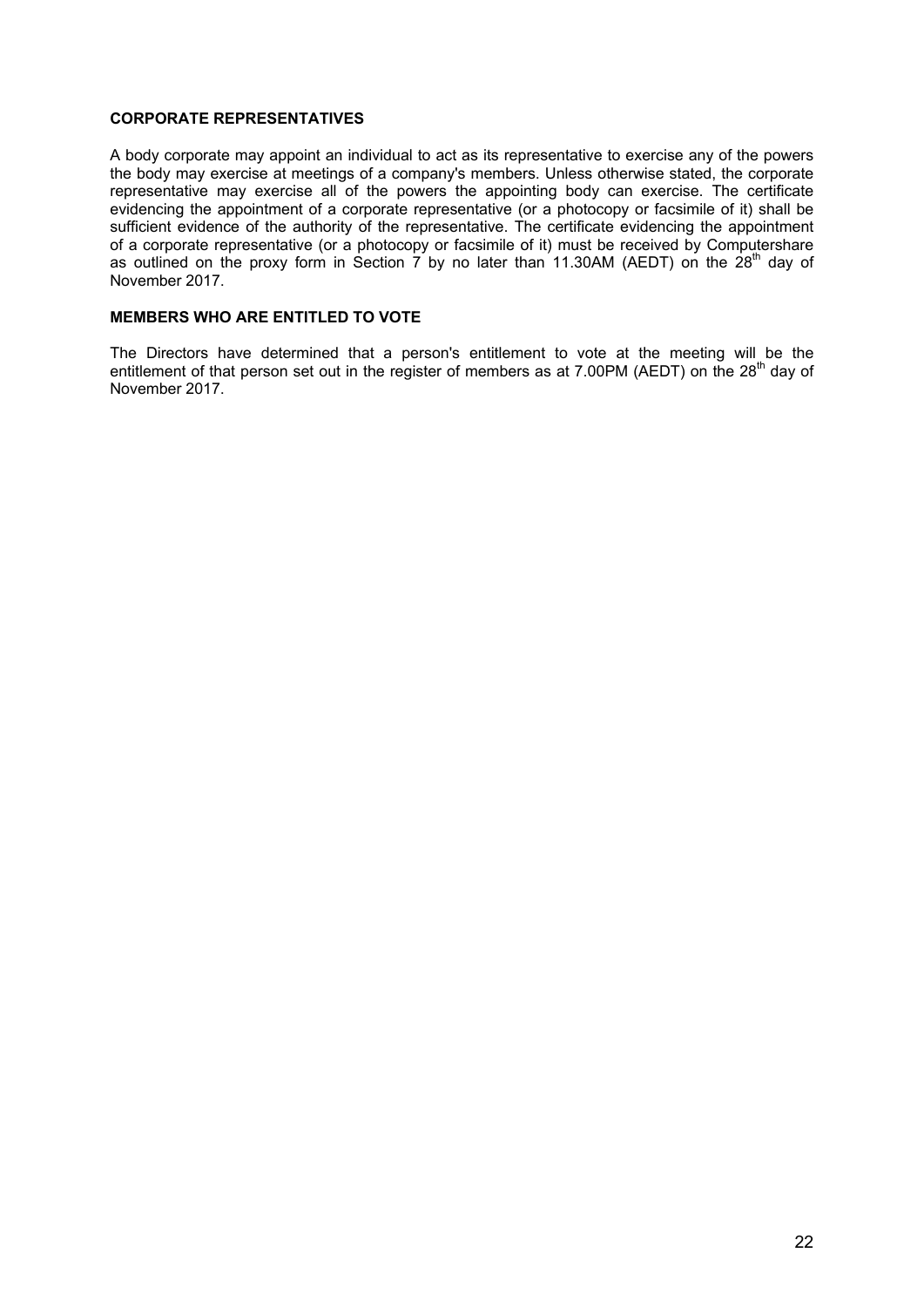**CORPORATE REPRESENTATIVES**

A body corporate may appoint an individual to act as its representative to exercise any of the powers the body may exercise at meetings of a company's members. Unless otherwise stated, the corporate representative may exercise all of the powers the appointing body can exercise. The certificate evidencing the appointment of a corporate representative (or a photocopy or facsimile of it) shall be sufficient evidence of the authority of the representative. The certificate evidencing the appointment of a corporate representative (or a photocopy or facsimile of it) must be received by Computershare as outlined on the proxy form in Section 7 by no later than 11.30AM (AEDT) on the 28th day of November 2017.

**MEMBERS WHO ARE ENTITLED TO VOTE**

The Directors have determined that a person's entitlement to vote at the meeting will be the entitlement of that person set out in the register of members as at 7.00PM (AEDT) on the 28th day of November 2017.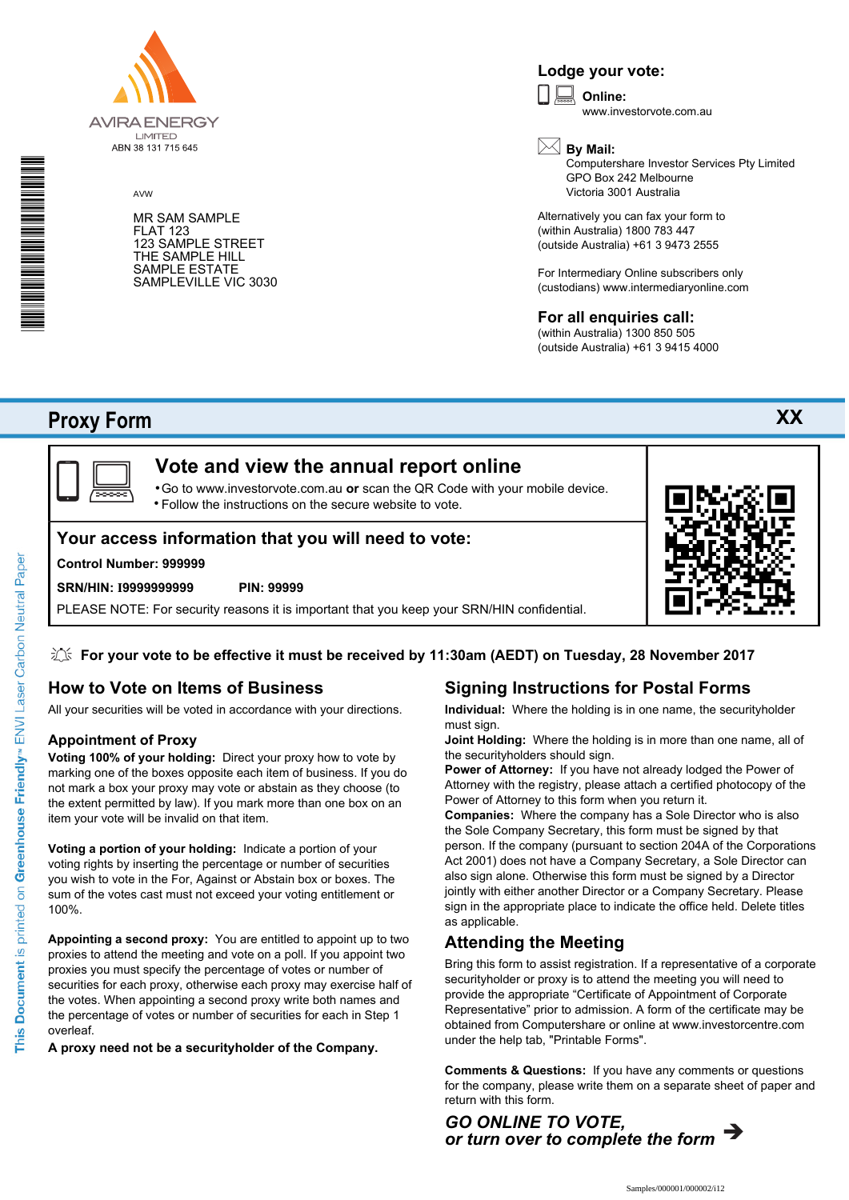AVIRA ENERGY LIMITED
ABN 38 131 715 645

AVW

MR SAM SAMPLE
FLAT 123
123 SAMPLE STREET
THE SAMPLE HILL
SAMPLE ESTATE
SAMPLEVILLE VIC 3030

## Lodge your vote:

**Online:**
www.investorvote.com.au

**By Mail:**
Computershare Investor Services Pty Limited
GPO Box 242 Melbourne
Victoria 3001 Australia

Alternatively you can fax your form to
(within Australia) 1800 783 447
(outside Australia) +61 3 9473 2555

For Intermediary Online subscribers only
(custodians) www.intermediaryonline.com

## For all enquiries call:

(within Australia) 1300 850 505
(outside Australia) +61 3 9415 4000

# Proxy Form

XX

## Vote and view the annual report online

- Go to www.investorvote.com.au **or** scan the QR Code with your mobile device.
- Follow the instructions on the secure website to vote.

## Your access information that you will need to vote:

**Control Number: 999999**

**SRN/HIN: I9999999999** **PIN: 99999**

PLEASE NOTE: For security reasons it is important that you keep your SRN/HIN confidential.

**For your vote to be effective it must be received by 11:30am (AEDT) on Tuesday, 28 November 2017**

## How to Vote on Items of Business

All your securities will be voted in accordance with your directions.

### Appointment of Proxy

**Voting 100% of your holding:** Direct your proxy how to vote by marking one of the boxes opposite each item of business. If you do not mark a box your proxy may vote or abstain as they choose (to the extent permitted by law). If you mark more than one box on an item your vote will be invalid on that item.

**Voting a portion of your holding:** Indicate a portion of your voting rights by inserting the percentage or number of securities you wish to vote in the For, Against or Abstain box or boxes. The sum of the votes cast must not exceed your voting entitlement or 100%.

**Appointing a second proxy:** You are entitled to appoint up to two proxies to attend the meeting and vote on a poll. If you appoint two proxies you must specify the percentage of votes or number of securities for each proxy, otherwise each proxy may exercise half of the votes. When appointing a second proxy write both names and the percentage of votes or number of securities for each in Step 1 overleaf.

**A proxy need not be a securityholder of the Company.**

## Signing Instructions for Postal Forms

**Individual:** Where the holding is in one name, the securityholder must sign.

**Joint Holding:** Where the holding is in more than one name, all of the securityholders should sign.

**Power of Attorney:** If you have not already lodged the Power of Attorney with the registry, please attach a certified photocopy of the Power of Attorney to this form when you return it.

**Companies:** Where the company has a Sole Director who is also the Sole Company Secretary, this form must be signed by that person. If the company (pursuant to section 204A of the Corporations Act 2001) does not have a Company Secretary, a Sole Director can also sign alone. Otherwise this form must be signed by a Director jointly with either another Director or a Company Secretary. Please sign in the appropriate place to indicate the office held. Delete titles as applicable.

## Attending the Meeting

Bring this form to assist registration. If a representative of a corporate securityholder or proxy is to attend the meeting you will need to provide the appropriate "Certificate of Appointment of Corporate Representative" prior to admission. A form of the certificate may be obtained from Computershare or online at www.investorcentre.com under the help tab, "Printable Forms".

**Comments & Questions:** If you have any comments or questions for the company, please write them on a separate sheet of paper and return with this form.

***GO ONLINE TO VOTE,***
***or turn over to complete the form*** ➔

This Document is printed on Greenhouse Friendly™ ENVI Laser Carbon Neutral Paper

Samples/000001/000002/i12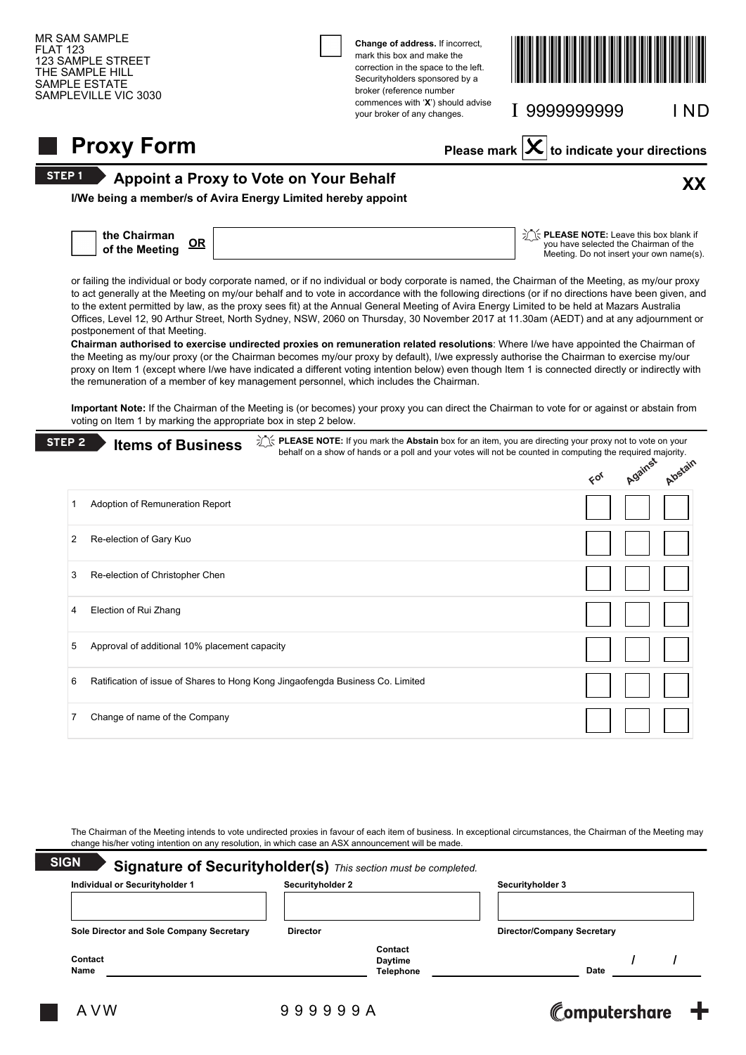MR SAM SAMPLE
FLAT 123
123 SAMPLE STREET
THE SAMPLE HILL
SAMPLE ESTATE
SAMPLEVILLE VIC 3030

☐ **Change of address.** If incorrect, mark this box and make the correction in the space to the left. Securityholders sponsored by a broker (reference number commences with '**X**') should advise your broker of any changes.

I 9999999999 I ND

# Proxy Form

**Please mark ☒ to indicate your directions**

## STEP 1 Appoint a Proxy to Vote on Your Behalf

**XX**

**I/We being a member/s of Avira Energy Limited hereby appoint**

☐ **the Chairman of the Meeting** **OR** \_\_\_\_\_\_\_\_\_\_\_\_\_\_\_\_

**PLEASE NOTE:** Leave this box blank if you have selected the Chairman of the Meeting. Do not insert your own name(s).

or failing the individual or body corporate named, or if no individual or body corporate is named, the Chairman of the Meeting, as my/our proxy to act generally at the Meeting on my/our behalf and to vote in accordance with the following directions (or if no directions have been given, and to the extent permitted by law, as the proxy sees fit) at the Annual General Meeting of Avira Energy Limited to be held at Mazars Australia Offices, Level 12, 90 Arthur Street, North Sydney, NSW, 2060 on Thursday, 30 November 2017 at 11.30am (AEDT) and at any adjournment or postponement of that Meeting.

**Chairman authorised to exercise undirected proxies on remuneration related resolutions**: Where I/we have appointed the Chairman of the Meeting as my/our proxy (or the Chairman becomes my/our proxy by default), I/we expressly authorise the Chairman to exercise my/our proxy on Item 1 (except where I/we have indicated a different voting intention below) even though Item 1 is connected directly or indirectly with the remuneration of a member of key management personnel, which includes the Chairman.

**Important Note:** If the Chairman of the Meeting is (or becomes) your proxy you can direct the Chairman to vote for or against or abstain from voting on Item 1 by marking the appropriate box in step 2 below.

## STEP 2 Items of Business

**PLEASE NOTE:** If you mark the **Abstain** box for an item, you are directing your proxy not to vote on your behalf on a show of hands or a poll and your votes will not be counted in computing the required majority.

| | | For | Against | Abstain |
|---|---|---|---|---|
| 1 | Adoption of Remuneration Report | ☐ | ☐ | ☐ |
| 2 | Re-election of Gary Kuo | ☐ | ☐ | ☐ |
| 3 | Re-election of Christopher Chen | ☐ | ☐ | ☐ |
| 4 | Election of Rui Zhang | ☐ | ☐ | ☐ |
| 5 | Approval of additional 10% placement capacity | ☐ | ☐ | ☐ |
| 6 | Ratification of issue of Shares to Hong Kong Jingaofengda Business Co. Limited | ☐ | ☐ | ☐ |
| 7 | Change of name of the Company | ☐ | ☐ | ☐ |

The Chairman of the Meeting intends to vote undirected proxies in favour of each item of business. In exceptional circumstances, the Chairman of the Meeting may change his/her voting intention on any resolution, in which case an ASX announcement will be made.

## SIGN Signature of Securityholder(s) *This section must be completed.*

| Individual or Securityholder 1 | Securityholder 2 | Securityholder 3 |
|---|---|---|
| | | |
| Sole Director and Sole Company Secretary | Director | Director/Company Secretary |

Contact Name \_\_\_\_\_\_\_\_\_\_ Contact Daytime Telephone \_\_\_\_\_\_\_\_\_\_ Date \_\_ / \_\_ / \_\_

AVW 999999A

computershare